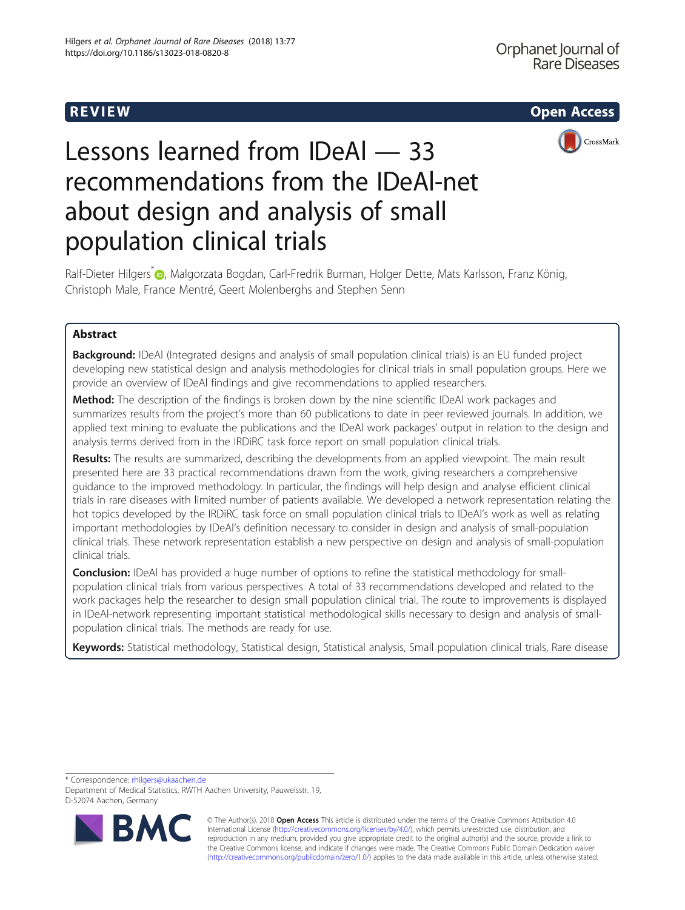REVIEW Open Access

# Lessons learned from IDeAl — 33 recommendations from the IDeAl-net about design and analysis of small population clinical trials

Ralf-Dieter Hilgers*, Malgorzata Bogdan, Carl-Fredrik Burman, Holger Dette, Mats Karlsson, Franz König, Christoph Male, France Mentré, Geert Molenberghs and Stephen Senn

## Abstract

**Background:** IDeAl (Integrated designs and analysis of small population clinical trials) is an EU funded project developing new statistical design and analysis methodologies for clinical trials in small population groups. Here we provide an overview of IDeAl findings and give recommendations to applied researchers.

**Method:** The description of the findings is broken down by the nine scientific IDeAl work packages and summarizes results from the project's more than 60 publications to date in peer reviewed journals. In addition, we applied text mining to evaluate the publications and the IDeAl work packages' output in relation to the design and analysis terms derived from in the IRDiRC task force report on small population clinical trials.

**Results:** The results are summarized, describing the developments from an applied viewpoint. The main result presented here are 33 practical recommendations drawn from the work, giving researchers a comprehensive guidance to the improved methodology. In particular, the findings will help design and analyse efficient clinical trials in rare diseases with limited number of patients available. We developed a network representation relating the hot topics developed by the IRDiRC task force on small population clinical trials to IDeAl's work as well as relating important methodologies by IDeAl's definition necessary to consider in design and analysis of small-population clinical trials. These network representation establish a new perspective on design and analysis of small-population clinical trials.

**Conclusion:** IDeAl has provided a huge number of options to refine the statistical methodology for small-population clinical trials from various perspectives. A total of 33 recommendations developed and related to the work packages help the researcher to design small population clinical trial. The route to improvements is displayed in IDeAl-network representing important statistical methodological skills necessary to design and analysis of small-population clinical trials. The methods are ready for use.

**Keywords:** Statistical methodology, Statistical design, Statistical analysis, Small population clinical trials, Rare disease

---

* Correspondence: rhilgers@ukaachen.de
Department of Medical Statistics, RWTH Aachen University, Pauwelsstr. 19, D-52074 Aachen, Germany

© The Author(s). 2018 **Open Access** This article is distributed under the terms of the Creative Commons Attribution 4.0 International License (http://creativecommons.org/licenses/by/4.0/), which permits unrestricted use, distribution, and reproduction in any medium, provided you give appropriate credit to the original author(s) and the source, provide a link to the Creative Commons license, and indicate if changes were made. The Creative Commons Public Domain Dedication waiver (http://creativecommons.org/publicdomain/zero/1.0/) applies to the data made available in this article, unless otherwise stated.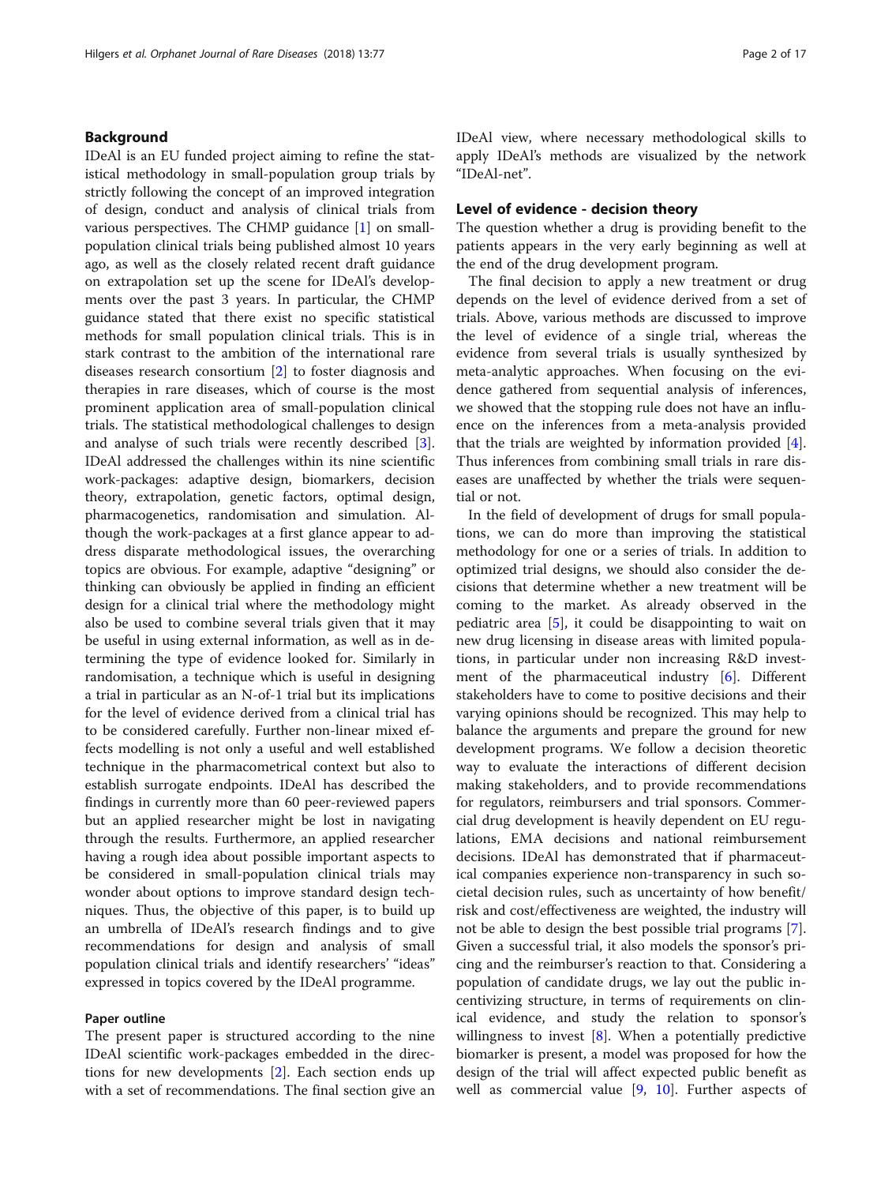## Background

IDeAl is an EU funded project aiming to refine the statistical methodology in small-population group trials by strictly following the concept of an improved integration of design, conduct and analysis of clinical trials from various perspectives. The CHMP guidance [1] on small-population clinical trials being published almost 10 years ago, as well as the closely related recent draft guidance on extrapolation set up the scene for IDeAl's developments over the past 3 years. In particular, the CHMP guidance stated that there exist no specific statistical methods for small population clinical trials. This is in stark contrast to the ambition of the international rare diseases research consortium [2] to foster diagnosis and therapies in rare diseases, which of course is the most prominent application area of small-population clinical trials. The statistical methodological challenges to design and analyse of such trials were recently described [3]. IDeAl addressed the challenges within its nine scientific work-packages: adaptive design, biomarkers, decision theory, extrapolation, genetic factors, optimal design, pharmacogenetics, randomisation and simulation. Although the work-packages at a first glance appear to address disparate methodological issues, the overarching topics are obvious. For example, adaptive "designing" or thinking can obviously be applied in finding an efficient design for a clinical trial where the methodology might also be used to combine several trials given that it may be useful in using external information, as well as in determining the type of evidence looked for. Similarly in randomisation, a technique which is useful in designing a trial in particular as an N-of-1 trial but its implications for the level of evidence derived from a clinical trial has to be considered carefully. Further non-linear mixed effects modelling is not only a useful and well established technique in the pharmacometrical context but also to establish surrogate endpoints. IDeAl has described the findings in currently more than 60 peer-reviewed papers but an applied researcher might be lost in navigating through the results. Furthermore, an applied researcher having a rough idea about possible important aspects to be considered in small-population clinical trials may wonder about options to improve standard design techniques. Thus, the objective of this paper, is to build up an umbrella of IDeAl's research findings and to give recommendations for design and analysis of small population clinical trials and identify researchers' "ideas" expressed in topics covered by the IDeAl programme.

### Paper outline

The present paper is structured according to the nine IDeAl scientific work-packages embedded in the directions for new developments [2]. Each section ends up with a set of recommendations. The final section give an IDeAl view, where necessary methodological skills to apply IDeAl's methods are visualized by the network "IDeAl-net".

## Level of evidence - decision theory

The question whether a drug is providing benefit to the patients appears in the very early beginning as well at the end of the drug development program.

The final decision to apply a new treatment or drug depends on the level of evidence derived from a set of trials. Above, various methods are discussed to improve the level of evidence of a single trial, whereas the evidence from several trials is usually synthesized by meta-analytic approaches. When focusing on the evidence gathered from sequential analysis of inferences, we showed that the stopping rule does not have an influence on the inferences from a meta-analysis provided that the trials are weighted by information provided [4]. Thus inferences from combining small trials in rare diseases are unaffected by whether the trials were sequential or not.

In the field of development of drugs for small populations, we can do more than improving the statistical methodology for one or a series of trials. In addition to optimized trial designs, we should also consider the decisions that determine whether a new treatment will be coming to the market. As already observed in the pediatric area [5], it could be disappointing to wait on new drug licensing in disease areas with limited populations, in particular under non increasing R&D investment of the pharmaceutical industry [6]. Different stakeholders have to come to positive decisions and their varying opinions should be recognized. This may help to balance the arguments and prepare the ground for new development programs. We follow a decision theoretic way to evaluate the interactions of different decision making stakeholders, and to provide recommendations for regulators, reimbursers and trial sponsors. Commercial drug development is heavily dependent on EU regulations, EMA decisions and national reimbursement decisions. IDeAl has demonstrated that if pharmaceutical companies experience non-transparency in such societal decision rules, such as uncertainty of how benefit/risk and cost/effectiveness are weighted, the industry will not be able to design the best possible trial programs [7]. Given a successful trial, it also models the sponsor's pricing and the reimburser's reaction to that. Considering a population of candidate drugs, we lay out the public incentivizing structure, in terms of requirements on clinical evidence, and study the relation to sponsor's willingness to invest [8]. When a potentially predictive biomarker is present, a model was proposed for how the design of the trial will affect expected public benefit as well as commercial value [9, 10]. Further aspects of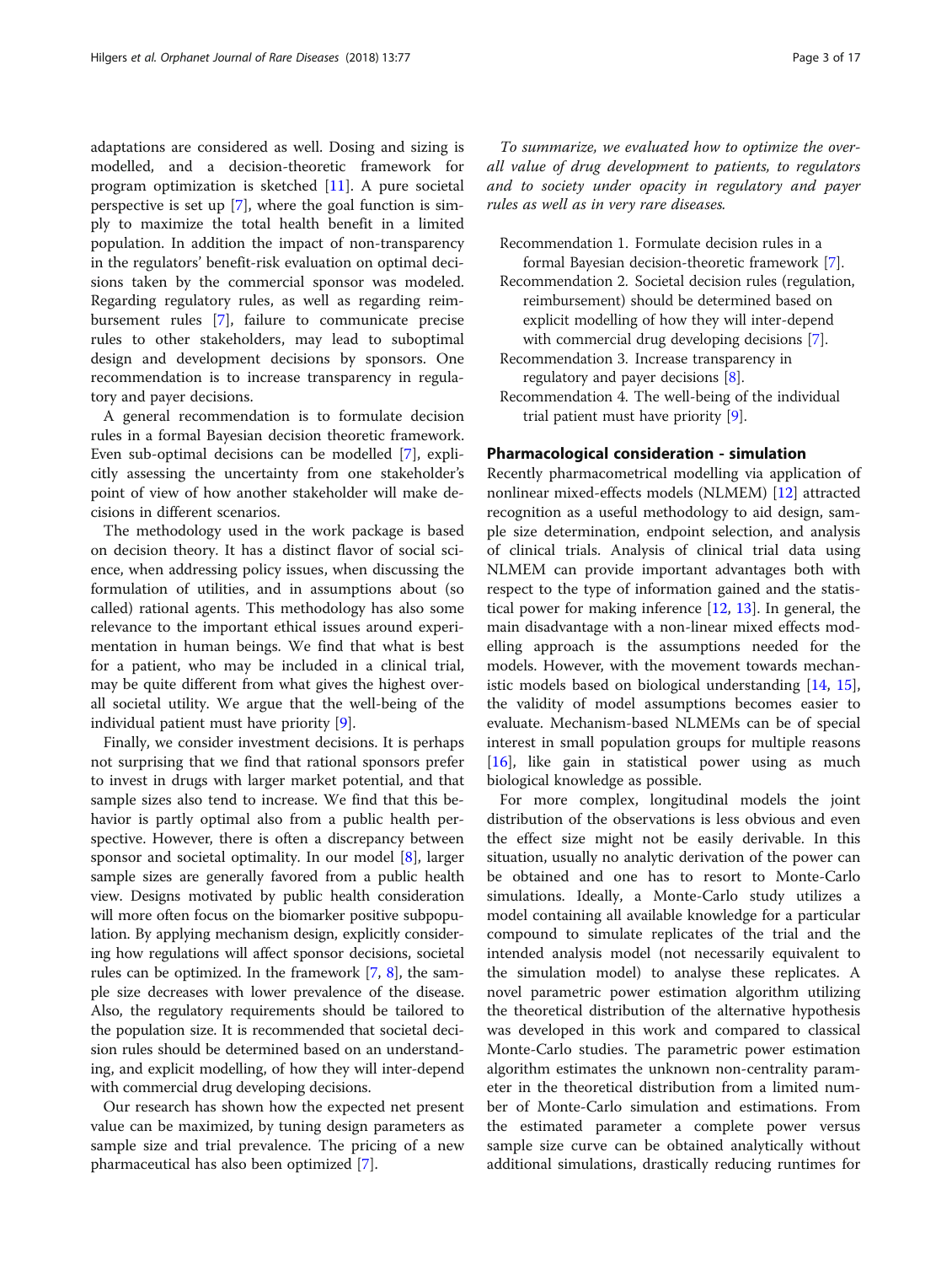adaptations are considered as well. Dosing and sizing is modelled, and a decision-theoretic framework for program optimization is sketched [11]. A pure societal perspective is set up [7], where the goal function is simply to maximize the total health benefit in a limited population. In addition the impact of non-transparency in the regulators' benefit-risk evaluation on optimal decisions taken by the commercial sponsor was modeled. Regarding regulatory rules, as well as regarding reimbursement rules [7], failure to communicate precise rules to other stakeholders, may lead to suboptimal design and development decisions by sponsors. One recommendation is to increase transparency in regulatory and payer decisions.

A general recommendation is to formulate decision rules in a formal Bayesian decision theoretic framework. Even sub-optimal decisions can be modelled [7], explicitly assessing the uncertainty from one stakeholder's point of view of how another stakeholder will make decisions in different scenarios.

The methodology used in the work package is based on decision theory. It has a distinct flavor of social science, when addressing policy issues, when discussing the formulation of utilities, and in assumptions about (so called) rational agents. This methodology has also some relevance to the important ethical issues around experimentation in human beings. We find that what is best for a patient, who may be included in a clinical trial, may be quite different from what gives the highest overall societal utility. We argue that the well-being of the individual patient must have priority [9].

Finally, we consider investment decisions. It is perhaps not surprising that we find that rational sponsors prefer to invest in drugs with larger market potential, and that sample sizes also tend to increase. We find that this behavior is partly optimal also from a public health perspective. However, there is often a discrepancy between sponsor and societal optimality. In our model [8], larger sample sizes are generally favored from a public health view. Designs motivated by public health consideration will more often focus on the biomarker positive subpopulation. By applying mechanism design, explicitly considering how regulations will affect sponsor decisions, societal rules can be optimized. In the framework [7, 8], the sample size decreases with lower prevalence of the disease. Also, the regulatory requirements should be tailored to the population size. It is recommended that societal decision rules should be determined based on an understanding, and explicit modelling, of how they will inter-depend with commercial drug developing decisions.

Our research has shown how the expected net present value can be maximized, by tuning design parameters as sample size and trial prevalence. The pricing of a new pharmaceutical has also been optimized [7].

*To summarize, we evaluated how to optimize the overall value of drug development to patients, to regulators and to society under opacity in regulatory and payer rules as well as in very rare diseases.*

- Recommendation 1. Formulate decision rules in a formal Bayesian decision-theoretic framework [7].
- Recommendation 2. Societal decision rules (regulation, reimbursement) should be determined based on explicit modelling of how they will inter-depend with commercial drug developing decisions [7].
- Recommendation 3. Increase transparency in regulatory and payer decisions [8].
- Recommendation 4. The well-being of the individual trial patient must have priority [9].

## Pharmacological consideration - simulation

Recently pharmacometrical modelling via application of nonlinear mixed-effects models (NLMEM) [12] attracted recognition as a useful methodology to aid design, sample size determination, endpoint selection, and analysis of clinical trials. Analysis of clinical trial data using NLMEM can provide important advantages both with respect to the type of information gained and the statistical power for making inference [12, 13]. In general, the main disadvantage with a non-linear mixed effects modelling approach is the assumptions needed for the models. However, with the movement towards mechanistic models based on biological understanding [14, 15], the validity of model assumptions becomes easier to evaluate. Mechanism-based NLMEMs can be of special interest in small population groups for multiple reasons [16], like gain in statistical power using as much biological knowledge as possible.

For more complex, longitudinal models the joint distribution of the observations is less obvious and even the effect size might not be easily derivable. In this situation, usually no analytic derivation of the power can be obtained and one has to resort to Monte-Carlo simulations. Ideally, a Monte-Carlo study utilizes a model containing all available knowledge for a particular compound to simulate replicates of the trial and the intended analysis model (not necessarily equivalent to the simulation model) to analyse these replicates. A novel parametric power estimation algorithm utilizing the theoretical distribution of the alternative hypothesis was developed in this work and compared to classical Monte-Carlo studies. The parametric power estimation algorithm estimates the unknown non-centrality parameter in the theoretical distribution from a limited number of Monte-Carlo simulation and estimations. From the estimated parameter a complete power versus sample size curve can be obtained analytically without additional simulations, drastically reducing runtimes for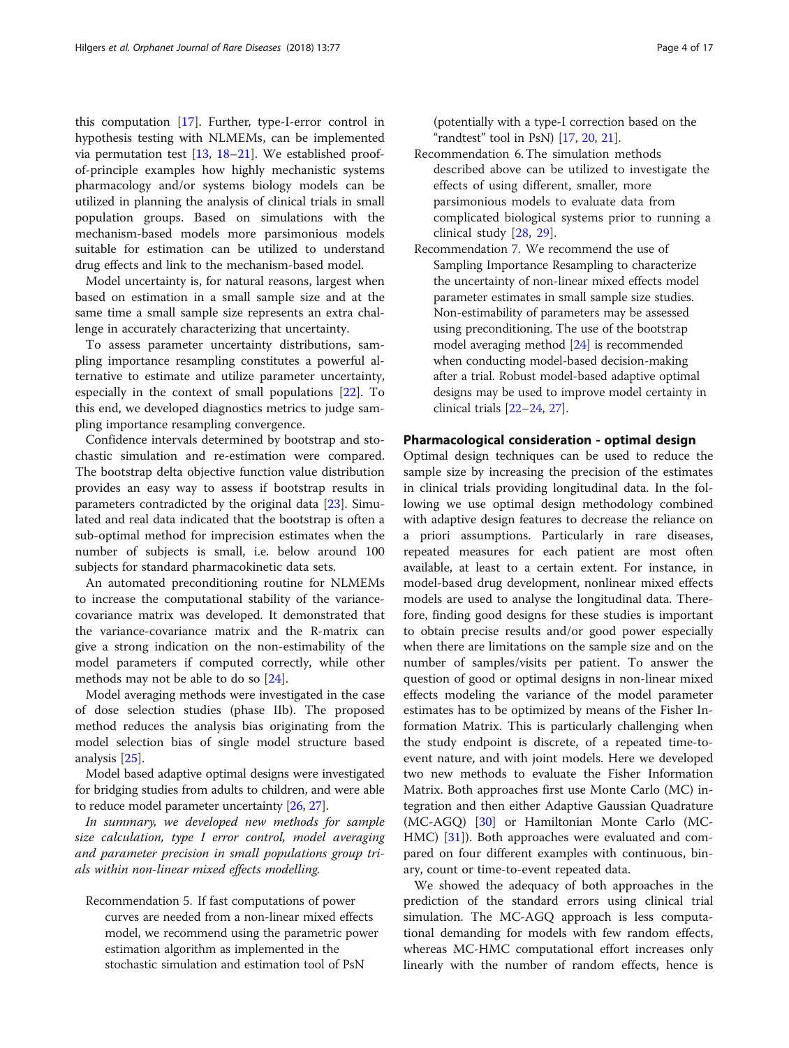this computation [17]. Further, type-I-error control in hypothesis testing with NLMEMs, can be implemented via permutation test [13, 18–21]. We established proof-of-principle examples how highly mechanistic systems pharmacology and/or systems biology models can be utilized in planning the analysis of clinical trials in small population groups. Based on simulations with the mechanism-based models more parsimonious models suitable for estimation can be utilized to understand drug effects and link to the mechanism-based model.

Model uncertainty is, for natural reasons, largest when based on estimation in a small sample size and at the same time a small sample size represents an extra challenge in accurately characterizing that uncertainty.

To assess parameter uncertainty distributions, sampling importance resampling constitutes a powerful alternative to estimate and utilize parameter uncertainty, especially in the context of small populations [22]. To this end, we developed diagnostics metrics to judge sampling importance resampling convergence.

Confidence intervals determined by bootstrap and stochastic simulation and re-estimation were compared. The bootstrap delta objective function value distribution provides an easy way to assess if bootstrap results in parameters contradicted by the original data [23]. Simulated and real data indicated that the bootstrap is often a sub-optimal method for imprecision estimates when the number of subjects is small, i.e. below around 100 subjects for standard pharmacokinetic data sets.

An automated preconditioning routine for NLMEMs to increase the computational stability of the variance-covariance matrix was developed. It demonstrated that the variance-covariance matrix and the R-matrix can give a strong indication on the non-estimability of the model parameters if computed correctly, while other methods may not be able to do so [24].

Model averaging methods were investigated in the case of dose selection studies (phase IIb). The proposed method reduces the analysis bias originating from the model selection bias of single model structure based analysis [25].

Model based adaptive optimal designs were investigated for bridging studies from adults to children, and were able to reduce model parameter uncertainty [26, 27].

*In summary, we developed new methods for sample size calculation, type I error control, model averaging and parameter precision in small populations group trials within non-linear mixed effects modelling.*

Recommendation 5. If fast computations of power curves are needed from a non-linear mixed effects model, we recommend using the parametric power estimation algorithm as implemented in the stochastic simulation and estimation tool of PsN (potentially with a type-I correction based on the "randtest" tool in PsN) [17, 20, 21].

Recommendation 6. The simulation methods described above can be utilized to investigate the effects of using different, smaller, more parsimonious models to evaluate data from complicated biological systems prior to running a clinical study [28, 29].

Recommendation 7. We recommend the use of Sampling Importance Resampling to characterize the uncertainty of non-linear mixed effects model parameter estimates in small sample size studies. Non-estimability of parameters may be assessed using preconditioning. The use of the bootstrap model averaging method [24] is recommended when conducting model-based decision-making after a trial. Robust model-based adaptive optimal designs may be used to improve model certainty in clinical trials [22–24, 27].

## Pharmacological consideration - optimal design

Optimal design techniques can be used to reduce the sample size by increasing the precision of the estimates in clinical trials providing longitudinal data. In the following we use optimal design methodology combined with adaptive design features to decrease the reliance on a priori assumptions. Particularly in rare diseases, repeated measures for each patient are most often available, at least to a certain extent. For instance, in model-based drug development, nonlinear mixed effects models are used to analyse the longitudinal data. Therefore, finding good designs for these studies is important to obtain precise results and/or good power especially when there are limitations on the sample size and on the number of samples/visits per patient. To answer the question of good or optimal designs in non-linear mixed effects modeling the variance of the model parameter estimates has to be optimized by means of the Fisher Information Matrix. This is particularly challenging when the study endpoint is discrete, of a repeated time-to-event nature, and with joint models. Here we developed two new methods to evaluate the Fisher Information Matrix. Both approaches first use Monte Carlo (MC) integration and then either Adaptive Gaussian Quadrature (MC-AGQ) [30] or Hamiltonian Monte Carlo (MC-HMC) [31]). Both approaches were evaluated and compared on four different examples with continuous, binary, count or time-to-event repeated data.

We showed the adequacy of both approaches in the prediction of the standard errors using clinical trial simulation. The MC-AGQ approach is less computational demanding for models with few random effects, whereas MC-HMC computational effort increases only linearly with the number of random effects, hence is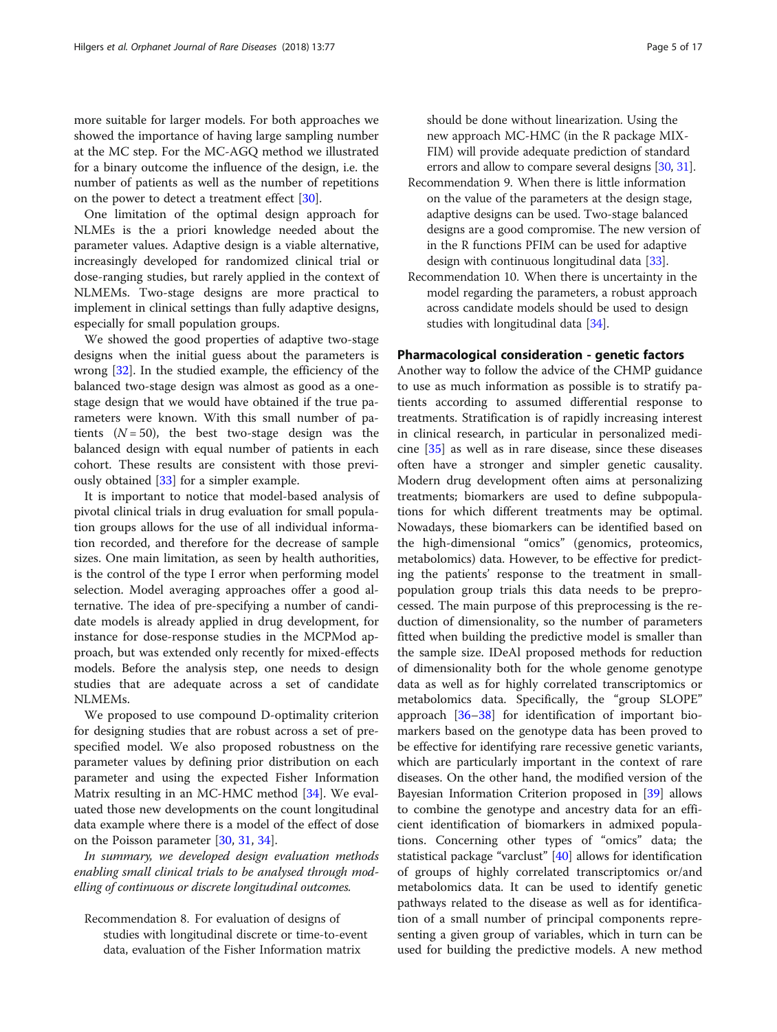more suitable for larger models. For both approaches we showed the importance of having large sampling number at the MC step. For the MC-AGQ method we illustrated for a binary outcome the influence of the design, i.e. the number of patients as well as the number of repetitions on the power to detect a treatment effect [30].

One limitation of the optimal design approach for NLMEs is the a priori knowledge needed about the parameter values. Adaptive design is a viable alternative, increasingly developed for randomized clinical trial or dose-ranging studies, but rarely applied in the context of NLMEMs. Two-stage designs are more practical to implement in clinical settings than fully adaptive designs, especially for small population groups.

We showed the good properties of adaptive two-stage designs when the initial guess about the parameters is wrong [32]. In the studied example, the efficiency of the balanced two-stage design was almost as good as a one-stage design that we would have obtained if the true parameters were known. With this small number of patients ($N = 50$), the best two-stage design was the balanced design with equal number of patients in each cohort. These results are consistent with those previously obtained [33] for a simpler example.

It is important to notice that model-based analysis of pivotal clinical trials in drug evaluation for small population groups allows for the use of all individual information recorded, and therefore for the decrease of sample sizes. One main limitation, as seen by health authorities, is the control of the type I error when performing model selection. Model averaging approaches offer a good alternative. The idea of pre-specifying a number of candidate models is already applied in drug development, for instance for dose-response studies in the MCPMod approach, but was extended only recently for mixed-effects models. Before the analysis step, one needs to design studies that are adequate across a set of candidate NLMEMs.

We proposed to use compound D-optimality criterion for designing studies that are robust across a set of pre-specified model. We also proposed robustness on the parameter values by defining prior distribution on each parameter and using the expected Fisher Information Matrix resulting in an MC-HMC method [34]. We evaluated those new developments on the count longitudinal data example where there is a model of the effect of dose on the Poisson parameter [30, 31, 34].

*In summary, we developed design evaluation methods enabling small clinical trials to be analysed through modelling of continuous or discrete longitudinal outcomes.*

Recommendation 8. For evaluation of designs of studies with longitudinal discrete or time-to-event data, evaluation of the Fisher Information matrix should be done without linearization. Using the new approach MC-HMC (in the R package MIXFIM) will provide adequate prediction of standard errors and allow to compare several designs [30, 31].

Recommendation 9. When there is little information on the value of the parameters at the design stage, adaptive designs can be used. Two-stage balanced designs are a good compromise. The new version of in the R functions PFIM can be used for adaptive design with continuous longitudinal data [33].

Recommendation 10. When there is uncertainty in the model regarding the parameters, a robust approach across candidate models should be used to design studies with longitudinal data [34].

## Pharmacological consideration - genetic factors

Another way to follow the advice of the CHMP guidance to use as much information as possible is to stratify patients according to assumed differential response to treatments. Stratification is of rapidly increasing interest in clinical research, in particular in personalized medicine [35] as well as in rare disease, since these diseases often have a stronger and simpler genetic causality. Modern drug development often aims at personalizing treatments; biomarkers are used to define subpopulations for which different treatments may be optimal. Nowadays, these biomarkers can be identified based on the high-dimensional "omics" (genomics, proteomics, metabolomics) data. However, to be effective for predicting the patients' response to the treatment in small-population group trials this data needs to be preprocessed. The main purpose of this preprocessing is the reduction of dimensionality, so the number of parameters fitted when building the predictive model is smaller than the sample size. IDeAl proposed methods for reduction of dimensionality both for the whole genome genotype data as well as for highly correlated transcriptomics or metabolomics data. Specifically, the "group SLOPE" approach [36–38] for identification of important biomarkers based on the genotype data has been proved to be effective for identifying rare recessive genetic variants, which are particularly important in the context of rare diseases. On the other hand, the modified version of the Bayesian Information Criterion proposed in [39] allows to combine the genotype and ancestry data for an efficient identification of biomarkers in admixed populations. Concerning other types of "omics" data; the statistical package "varclust" [40] allows for identification of groups of highly correlated transcriptomics or/and metabolomics data. It can be used to identify genetic pathways related to the disease as well as for identification of a small number of principal components representing a given group of variables, which in turn can be used for building the predictive models. A new method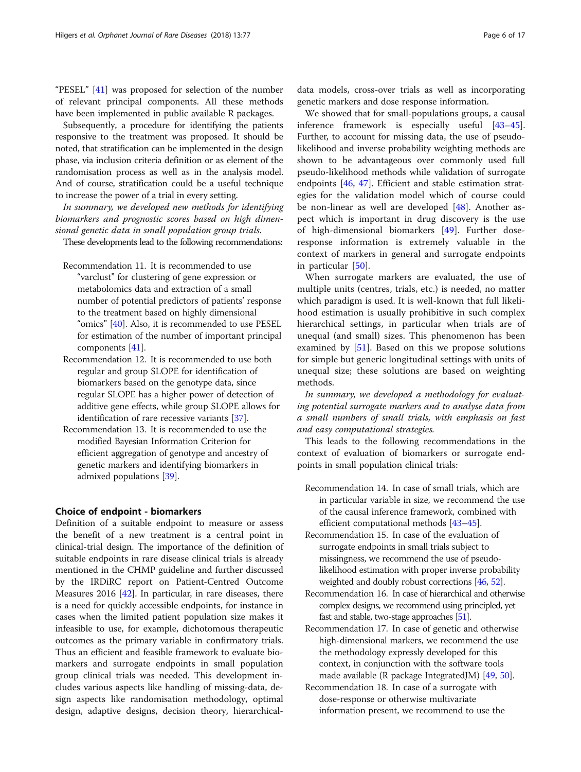"PESEL" [41] was proposed for selection of the number of relevant principal components. All these methods have been implemented in public available R packages.

Subsequently, a procedure for identifying the patients responsive to the treatment was proposed. It should be noted, that stratification can be implemented in the design phase, via inclusion criteria definition or as element of the randomisation process as well as in the analysis model. And of course, stratification could be a useful technique to increase the power of a trial in every setting.

*In summary, we developed new methods for identifying biomarkers and prognostic scores based on high dimensional genetic data in small population group trials.*

These developments lead to the following recommendations:

Recommendation 11. It is recommended to use "varclust" for clustering of gene expression or metabolomics data and extraction of a small number of potential predictors of patients' response to the treatment based on highly dimensional "omics" [40]. Also, it is recommended to use PESEL for estimation of the number of important principal components [41].

Recommendation 12. It is recommended to use both regular and group SLOPE for identification of biomarkers based on the genotype data, since regular SLOPE has a higher power of detection of additive gene effects, while group SLOPE allows for identification of rare recessive variants [37].

Recommendation 13. It is recommended to use the modified Bayesian Information Criterion for efficient aggregation of genotype and ancestry of genetic markers and identifying biomarkers in admixed populations [39].

## Choice of endpoint - biomarkers

Definition of a suitable endpoint to measure or assess the benefit of a new treatment is a central point in clinical-trial design. The importance of the definition of suitable endpoints in rare disease clinical trials is already mentioned in the CHMP guideline and further discussed by the IRDiRC report on Patient-Centred Outcome Measures 2016 [42]. In particular, in rare diseases, there is a need for quickly accessible endpoints, for instance in cases when the limited patient population size makes it infeasible to use, for example, dichotomous therapeutic outcomes as the primary variable in confirmatory trials. Thus an efficient and feasible framework to evaluate biomarkers and surrogate endpoints in small population group clinical trials was needed. This development includes various aspects like handling of missing-data, design aspects like randomisation methodology, optimal design, adaptive designs, decision theory, hierarchical-data models, cross-over trials as well as incorporating genetic markers and dose response information.

We showed that for small-populations groups, a causal inference framework is especially useful [43–45]. Further, to account for missing data, the use of pseudo-likelihood and inverse probability weighting methods are shown to be advantageous over commonly used full pseudo-likelihood methods while validation of surrogate endpoints [46, 47]. Efficient and stable estimation strategies for the validation model which of course could be non-linear as well are developed [48]. Another aspect which is important in drug discovery is the use of high-dimensional biomarkers [49]. Further dose-response information is extremely valuable in the context of markers in general and surrogate endpoints in particular [50].

When surrogate markers are evaluated, the use of multiple units (centres, trials, etc.) is needed, no matter which paradigm is used. It is well-known that full likelihood estimation is usually prohibitive in such complex hierarchical settings, in particular when trials are of unequal (and small) sizes. This phenomenon has been examined by [51]. Based on this we propose solutions for simple but generic longitudinal settings with units of unequal size; these solutions are based on weighting methods.

*In summary, we developed a methodology for evaluating potential surrogate markers and to analyse data from a small numbers of small trials, with emphasis on fast and easy computational strategies.*

This leads to the following recommendations in the context of evaluation of biomarkers or surrogate endpoints in small population clinical trials:

Recommendation 14. In case of small trials, which are in particular variable in size, we recommend the use of the causal inference framework, combined with efficient computational methods [43–45].

Recommendation 15. In case of the evaluation of surrogate endpoints in small trials subject to missingness, we recommend the use of pseudo-likelihood estimation with proper inverse probability weighted and doubly robust corrections [46, 52].

Recommendation 16. In case of hierarchical and otherwise complex designs, we recommend using principled, yet fast and stable, two-stage approaches [51].

Recommendation 17. In case of genetic and otherwise high-dimensional markers, we recommend the use the methodology expressly developed for this context, in conjunction with the software tools made available (R package IntegratedJM) [49, 50].

Recommendation 18. In case of a surrogate with dose-response or otherwise multivariate information present, we recommend to use the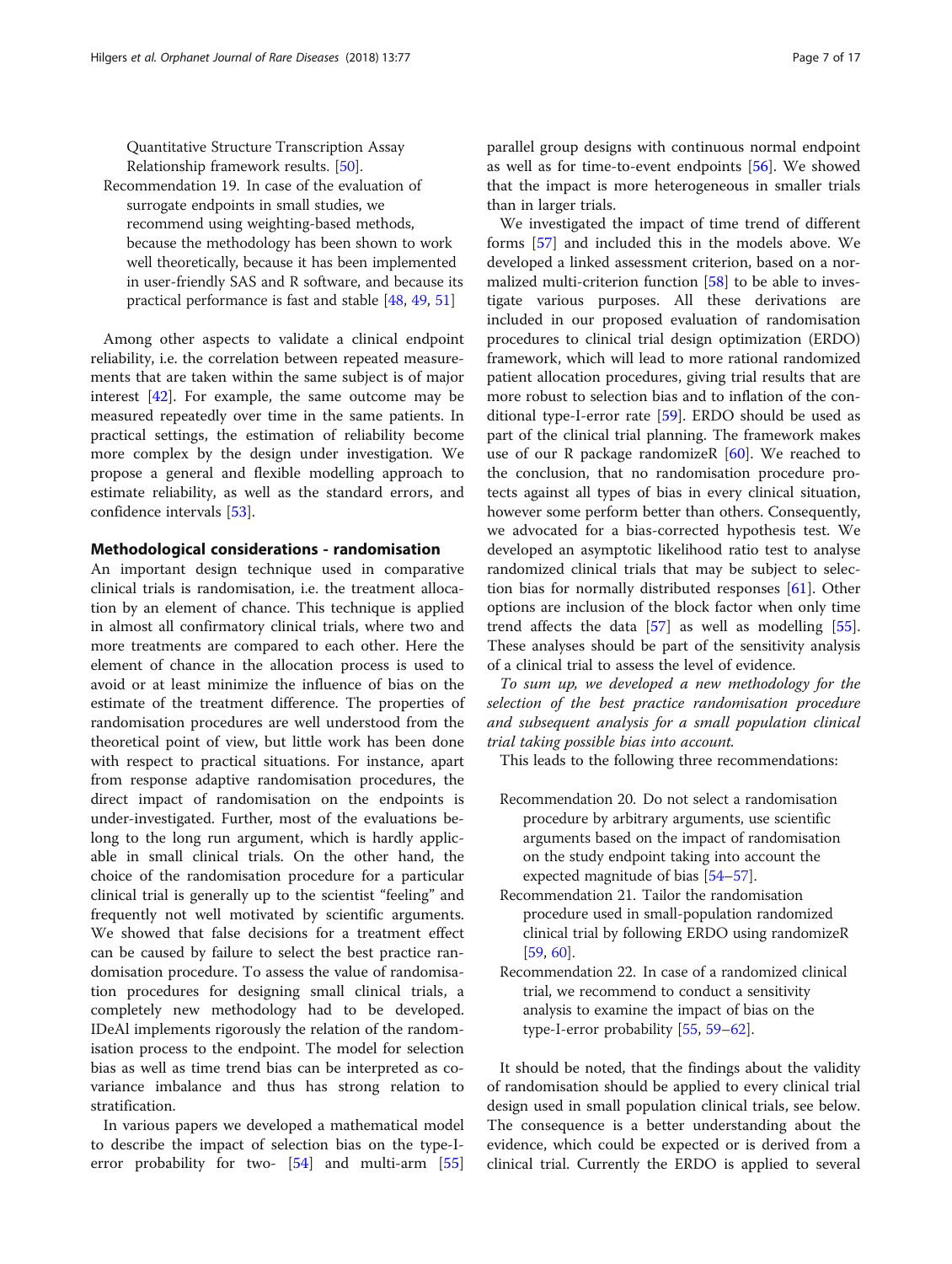Quantitative Structure Transcription Assay Relationship framework results. [50].

Recommendation 19. In case of the evaluation of surrogate endpoints in small studies, we recommend using weighting-based methods, because the methodology has been shown to work well theoretically, because it has been implemented in user-friendly SAS and R software, and because its practical performance is fast and stable [48, 49, 51]

Among other aspects to validate a clinical endpoint reliability, i.e. the correlation between repeated measurements that are taken within the same subject is of major interest [42]. For example, the same outcome may be measured repeatedly over time in the same patients. In practical settings, the estimation of reliability become more complex by the design under investigation. We propose a general and flexible modelling approach to estimate reliability, as well as the standard errors, and confidence intervals [53].

## Methodological considerations - randomisation

An important design technique used in comparative clinical trials is randomisation, i.e. the treatment allocation by an element of chance. This technique is applied in almost all confirmatory clinical trials, where two and more treatments are compared to each other. Here the element of chance in the allocation process is used to avoid or at least minimize the influence of bias on the estimate of the treatment difference. The properties of randomisation procedures are well understood from the theoretical point of view, but little work has been done with respect to practical situations. For instance, apart from response adaptive randomisation procedures, the direct impact of randomisation on the endpoints is under-investigated. Further, most of the evaluations belong to the long run argument, which is hardly applicable in small clinical trials. On the other hand, the choice of the randomisation procedure for a particular clinical trial is generally up to the scientist "feeling" and frequently not well motivated by scientific arguments. We showed that false decisions for a treatment effect can be caused by failure to select the best practice randomisation procedure. To assess the value of randomisation procedures for designing small clinical trials, a completely new methodology had to be developed. IDeAl implements rigorously the relation of the randomisation process to the endpoint. The model for selection bias as well as time trend bias can be interpreted as covariance imbalance and thus has strong relation to stratification.

In various papers we developed a mathematical model to describe the impact of selection bias on the type-I-error probability for two- [54] and multi-arm [55] parallel group designs with continuous normal endpoint as well as for time-to-event endpoints [56]. We showed that the impact is more heterogeneous in smaller trials than in larger trials.

We investigated the impact of time trend of different forms [57] and included this in the models above. We developed a linked assessment criterion, based on a normalized multi-criterion function [58] to be able to investigate various purposes. All these derivations are included in our proposed evaluation of randomisation procedures to clinical trial design optimization (ERDO) framework, which will lead to more rational randomized patient allocation procedures, giving trial results that are more robust to selection bias and to inflation of the conditional type-I-error rate [59]. ERDO should be used as part of the clinical trial planning. The framework makes use of our R package randomizeR [60]. We reached to the conclusion, that no randomisation procedure protects against all types of bias in every clinical situation, however some perform better than others. Consequently, we advocated for a bias-corrected hypothesis test. We developed an asymptotic likelihood ratio test to analyse randomized clinical trials that may be subject to selection bias for normally distributed responses [61]. Other options are inclusion of the block factor when only time trend affects the data [57] as well as modelling [55]. These analyses should be part of the sensitivity analysis of a clinical trial to assess the level of evidence.

*To sum up, we developed a new methodology for the selection of the best practice randomisation procedure and subsequent analysis for a small population clinical trial taking possible bias into account.*

This leads to the following three recommendations:

Recommendation 20. Do not select a randomisation procedure by arbitrary arguments, use scientific arguments based on the impact of randomisation on the study endpoint taking into account the expected magnitude of bias [54–57].

Recommendation 21. Tailor the randomisation procedure used in small-population randomized clinical trial by following ERDO using randomizeR [59, 60].

Recommendation 22. In case of a randomized clinical trial, we recommend to conduct a sensitivity analysis to examine the impact of bias on the type-I-error probability [55, 59–62].

It should be noted, that the findings about the validity of randomisation should be applied to every clinical trial design used in small population clinical trials, see below. The consequence is a better understanding about the evidence, which could be expected or is derived from a clinical trial. Currently the ERDO is applied to several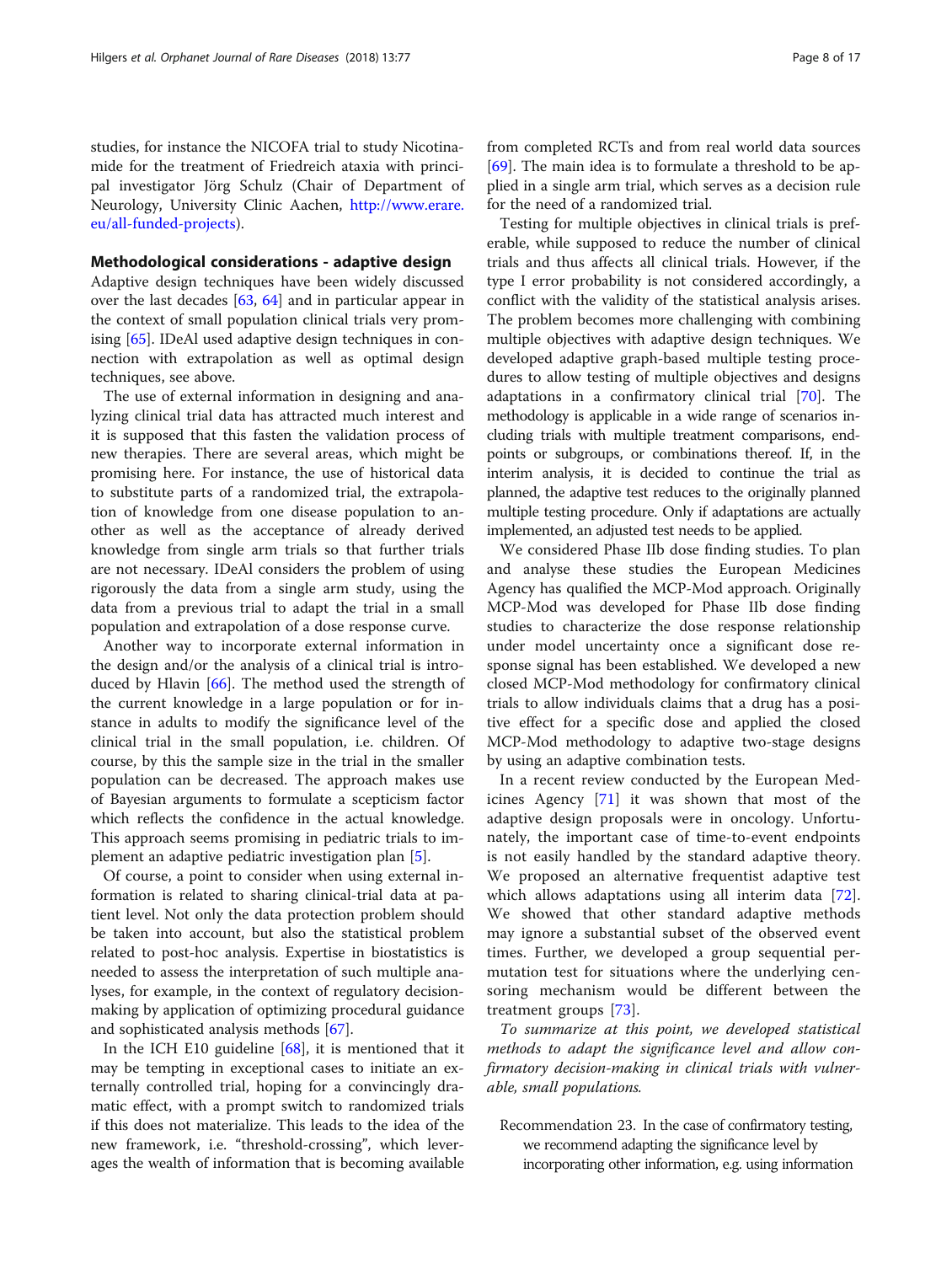studies, for instance the NICOFA trial to study Nicotinamide for the treatment of Friedreich ataxia with principal investigator Jörg Schulz (Chair of Department of Neurology, University Clinic Aachen, http://www.erare.eu/all-funded-projects).

## Methodological considerations - adaptive design

Adaptive design techniques have been widely discussed over the last decades [63, 64] and in particular appear in the context of small population clinical trials very promising [65]. IDeAl used adaptive design techniques in connection with extrapolation as well as optimal design techniques, see above.

The use of external information in designing and analyzing clinical trial data has attracted much interest and it is supposed that this fasten the validation process of new therapies. There are several areas, which might be promising here. For instance, the use of historical data to substitute parts of a randomized trial, the extrapolation of knowledge from one disease population to another as well as the acceptance of already derived knowledge from single arm trials so that further trials are not necessary. IDeAl considers the problem of using rigorously the data from a single arm study, using the data from a previous trial to adapt the trial in a small population and extrapolation of a dose response curve.

Another way to incorporate external information in the design and/or the analysis of a clinical trial is introduced by Hlavin [66]. The method used the strength of the current knowledge in a large population or for instance in adults to modify the significance level of the clinical trial in the small population, i.e. children. Of course, by this the sample size in the trial in the smaller population can be decreased. The approach makes use of Bayesian arguments to formulate a scepticism factor which reflects the confidence in the actual knowledge. This approach seems promising in pediatric trials to implement an adaptive pediatric investigation plan [5].

Of course, a point to consider when using external information is related to sharing clinical-trial data at patient level. Not only the data protection problem should be taken into account, but also the statistical problem related to post-hoc analysis. Expertise in biostatistics is needed to assess the interpretation of such multiple analyses, for example, in the context of regulatory decision-making by application of optimizing procedural guidance and sophisticated analysis methods [67].

In the ICH E10 guideline [68], it is mentioned that it may be tempting in exceptional cases to initiate an externally controlled trial, hoping for a convincingly dramatic effect, with a prompt switch to randomized trials if this does not materialize. This leads to the idea of the new framework, i.e. "threshold-crossing", which leverages the wealth of information that is becoming available from completed RCTs and from real world data sources [69]. The main idea is to formulate a threshold to be applied in a single arm trial, which serves as a decision rule for the need of a randomized trial.

Testing for multiple objectives in clinical trials is preferable, while supposed to reduce the number of clinical trials and thus affects all clinical trials. However, if the type I error probability is not considered accordingly, a conflict with the validity of the statistical analysis arises. The problem becomes more challenging with combining multiple objectives with adaptive design techniques. We developed adaptive graph-based multiple testing procedures to allow testing of multiple objectives and designs adaptations in a confirmatory clinical trial [70]. The methodology is applicable in a wide range of scenarios including trials with multiple treatment comparisons, endpoints or subgroups, or combinations thereof. If, in the interim analysis, it is decided to continue the trial as planned, the adaptive test reduces to the originally planned multiple testing procedure. Only if adaptations are actually implemented, an adjusted test needs to be applied.

We considered Phase IIb dose finding studies. To plan and analyse these studies the European Medicines Agency has qualified the MCP-Mod approach. Originally MCP-Mod was developed for Phase IIb dose finding studies to characterize the dose response relationship under model uncertainty once a significant dose response signal has been established. We developed a new closed MCP-Mod methodology for confirmatory clinical trials to allow individuals claims that a drug has a positive effect for a specific dose and applied the closed MCP-Mod methodology to adaptive two-stage designs by using an adaptive combination tests.

In a recent review conducted by the European Medicines Agency [71] it was shown that most of the adaptive design proposals were in oncology. Unfortunately, the important case of time-to-event endpoints is not easily handled by the standard adaptive theory. We proposed an alternative frequentist adaptive test which allows adaptations using all interim data [72]. We showed that other standard adaptive methods may ignore a substantial subset of the observed event times. Further, we developed a group sequential permutation test for situations where the underlying censoring mechanism would be different between the treatment groups [73].

*To summarize at this point, we developed statistical methods to adapt the significance level and allow confirmatory decision-making in clinical trials with vulnerable, small populations.*

Recommendation 23. In the case of confirmatory testing, we recommend adapting the significance level by incorporating other information, e.g. using information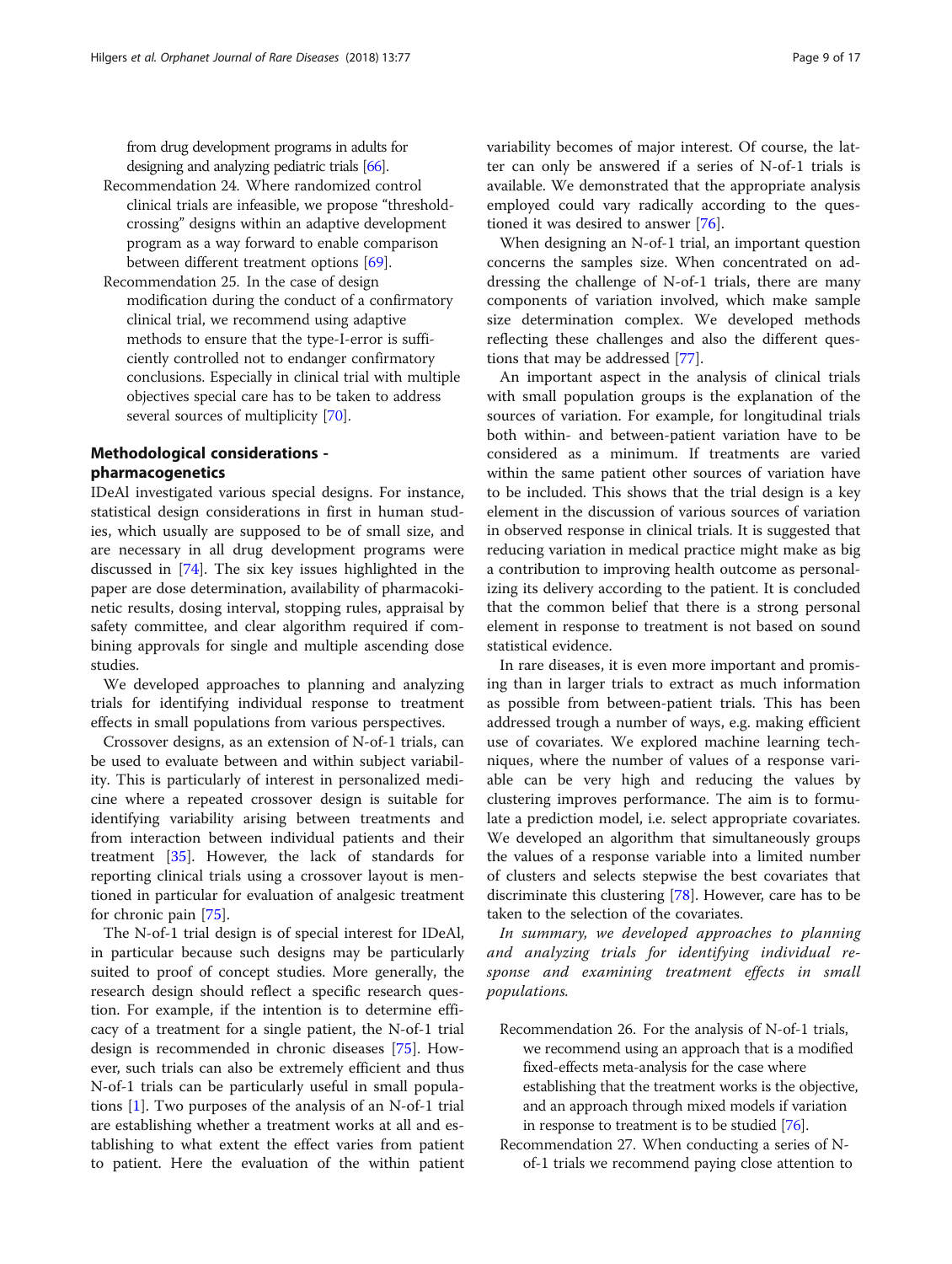from drug development programs in adults for designing and analyzing pediatric trials [66].

Recommendation 24. Where randomized control clinical trials are infeasible, we propose "threshold-crossing" designs within an adaptive development program as a way forward to enable comparison between different treatment options [69].

Recommendation 25. In the case of design modification during the conduct of a confirmatory clinical trial, we recommend using adaptive methods to ensure that the type-I-error is sufficiently controlled not to endanger confirmatory conclusions. Especially in clinical trial with multiple objectives special care has to be taken to address several sources of multiplicity [70].

## Methodological considerations - pharmacogenetics

IDeAl investigated various special designs. For instance, statistical design considerations in first in human studies, which usually are supposed to be of small size, and are necessary in all drug development programs were discussed in [74]. The six key issues highlighted in the paper are dose determination, availability of pharmacokinetic results, dosing interval, stopping rules, appraisal by safety committee, and clear algorithm required if combining approvals for single and multiple ascending dose studies.

We developed approaches to planning and analyzing trials for identifying individual response to treatment effects in small populations from various perspectives.

Crossover designs, as an extension of N-of-1 trials, can be used to evaluate between and within subject variability. This is particularly of interest in personalized medicine where a repeated crossover design is suitable for identifying variability arising between treatments and from interaction between individual patients and their treatment [35]. However, the lack of standards for reporting clinical trials using a crossover layout is mentioned in particular for evaluation of analgesic treatment for chronic pain [75].

The N-of-1 trial design is of special interest for IDeAl, in particular because such designs may be particularly suited to proof of concept studies. More generally, the research design should reflect a specific research question. For example, if the intention is to determine efficacy of a treatment for a single patient, the N-of-1 trial design is recommended in chronic diseases [75]. However, such trials can also be extremely efficient and thus N-of-1 trials can be particularly useful in small populations [1]. Two purposes of the analysis of an N-of-1 trial are establishing whether a treatment works at all and establishing to what extent the effect varies from patient to patient. Here the evaluation of the within patient variability becomes of major interest. Of course, the latter can only be answered if a series of N-of-1 trials is available. We demonstrated that the appropriate analysis employed could vary radically according to the questioned it was desired to answer [76].

When designing an N-of-1 trial, an important question concerns the samples size. When concentrated on addressing the challenge of N-of-1 trials, there are many components of variation involved, which make sample size determination complex. We developed methods reflecting these challenges and also the different questions that may be addressed [77].

An important aspect in the analysis of clinical trials with small population groups is the explanation of the sources of variation. For example, for longitudinal trials both within- and between-patient variation have to be considered as a minimum. If treatments are varied within the same patient other sources of variation have to be included. This shows that the trial design is a key element in the discussion of various sources of variation in observed response in clinical trials. It is suggested that reducing variation in medical practice might make as big a contribution to improving health outcome as personalizing its delivery according to the patient. It is concluded that the common belief that there is a strong personal element in response to treatment is not based on sound statistical evidence.

In rare diseases, it is even more important and promising than in larger trials to extract as much information as possible from between-patient trials. This has been addressed trough a number of ways, e.g. making efficient use of covariates. We explored machine learning techniques, where the number of values of a response variable can be very high and reducing the values by clustering improves performance. The aim is to formulate a prediction model, i.e. select appropriate covariates. We developed an algorithm that simultaneously groups the values of a response variable into a limited number of clusters and selects stepwise the best covariates that discriminate this clustering [78]. However, care has to be taken to the selection of the covariates.

*In summary, we developed approaches to planning and analyzing trials for identifying individual response and examining treatment effects in small populations.*

Recommendation 26. For the analysis of N-of-1 trials, we recommend using an approach that is a modified fixed-effects meta-analysis for the case where establishing that the treatment works is the objective, and an approach through mixed models if variation in response to treatment is to be studied [76].

Recommendation 27. When conducting a series of N-of-1 trials we recommend paying close attention to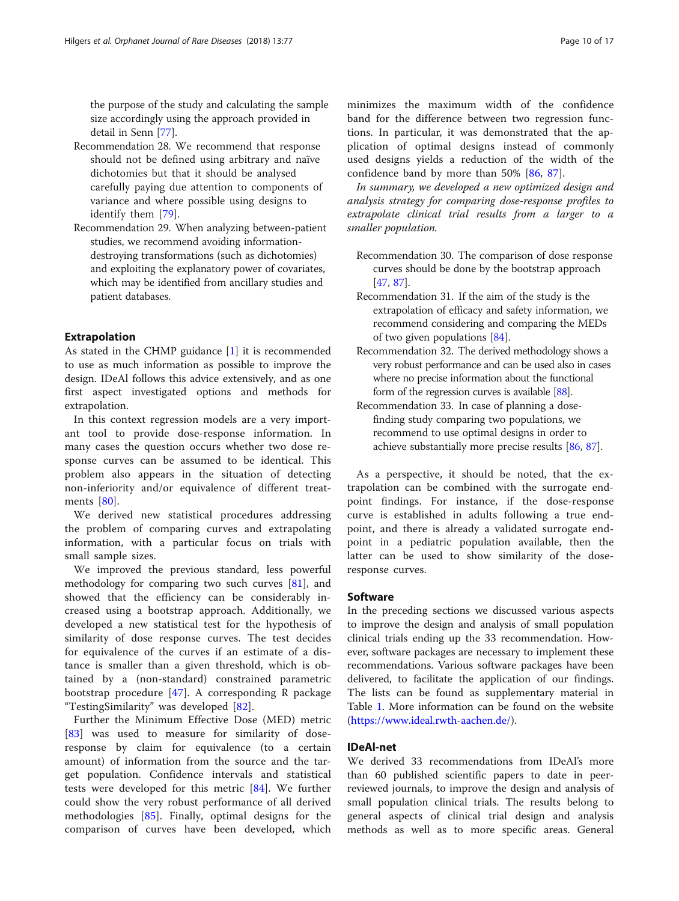the purpose of the study and calculating the sample size accordingly using the approach provided in detail in Senn [77].

Recommendation 28. We recommend that response should not be defined using arbitrary and naïve dichotomies but that it should be analysed carefully paying due attention to components of variance and where possible using designs to identify them [79].

Recommendation 29. When analyzing between-patient studies, we recommend avoiding information-destroying transformations (such as dichotomies) and exploiting the explanatory power of covariates, which may be identified from ancillary studies and patient databases.

## Extrapolation

As stated in the CHMP guidance [1] it is recommended to use as much information as possible to improve the design. IDeAl follows this advice extensively, and as one first aspect investigated options and methods for extrapolation.

In this context regression models are a very important tool to provide dose-response information. In many cases the question occurs whether two dose response curves can be assumed to be identical. This problem also appears in the situation of detecting non-inferiority and/or equivalence of different treatments [80].

We derived new statistical procedures addressing the problem of comparing curves and extrapolating information, with a particular focus on trials with small sample sizes.

We improved the previous standard, less powerful methodology for comparing two such curves [81], and showed that the efficiency can be considerably increased using a bootstrap approach. Additionally, we developed a new statistical test for the hypothesis of similarity of dose response curves. The test decides for equivalence of the curves if an estimate of a distance is smaller than a given threshold, which is obtained by a (non-standard) constrained parametric bootstrap procedure [47]. A corresponding R package "TestingSimilarity" was developed [82].

Further the Minimum Effective Dose (MED) metric [83] was used to measure for similarity of dose-response by claim for equivalence (to a certain amount) of information from the source and the target population. Confidence intervals and statistical tests were developed for this metric [84]. We further could show the very robust performance of all derived methodologies [85]. Finally, optimal designs for the comparison of curves have been developed, which minimizes the maximum width of the confidence band for the difference between two regression functions. In particular, it was demonstrated that the application of optimal designs instead of commonly used designs yields a reduction of the width of the confidence band by more than 50% [86, 87].

*In summary, we developed a new optimized design and analysis strategy for comparing dose-response profiles to extrapolate clinical trial results from a larger to a smaller population.*

Recommendation 30. The comparison of dose response curves should be done by the bootstrap approach [47, 87].

Recommendation 31. If the aim of the study is the extrapolation of efficacy and safety information, we recommend considering and comparing the MEDs of two given populations [84].

Recommendation 32. The derived methodology shows a very robust performance and can be used also in cases where no precise information about the functional form of the regression curves is available [88].

Recommendation 33. In case of planning a dose-finding study comparing two populations, we recommend to use optimal designs in order to achieve substantially more precise results [86, 87].

As a perspective, it should be noted, that the extrapolation can be combined with the surrogate endpoint findings. For instance, if the dose-response curve is established in adults following a true endpoint, and there is already a validated surrogate endpoint in a pediatric population available, then the latter can be used to show similarity of the dose-response curves.

## Software

In the preceding sections we discussed various aspects to improve the design and analysis of small population clinical trials ending up the 33 recommendation. However, software packages are necessary to implement these recommendations. Various software packages have been delivered, to facilitate the application of our findings. The lists can be found as supplementary material in Table 1. More information can be found on the website (https://www.ideal.rwth-aachen.de/).

## IDeAl-net

We derived 33 recommendations from IDeAl's more than 60 published scientific papers to date in peer-reviewed journals, to improve the design and analysis of small population clinical trials. The results belong to general aspects of clinical trial design and analysis methods as well as to more specific areas. General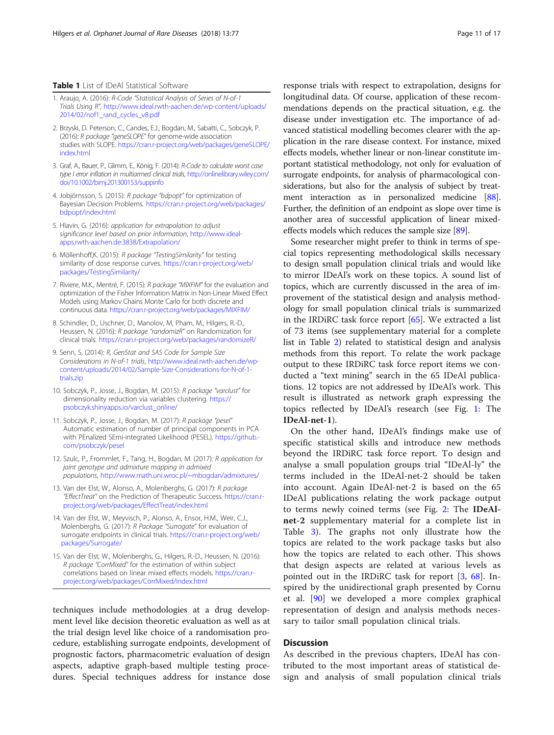**Table 1** List of IDeAl Statistical Software

1. Araujo, A. (2016): *R-Code "Statistical Analysis of Series of N-of-1 Trials Using R"*, http://www.ideal.rwth-aachen.de/wp-content/uploads/2014/02/nof1_rand_cycles_v8.pdf
2. Brzyski, D. Peterson, C., Candes, E.J., Bogdan, M., Sabatti, C., Sobczyk, P. (2016): *R package "geneSLOPE"* for genome-wide association studies with SLOPE. https://cran.r-project.org/web/packages/geneSLOPE/index.html
3. Graf, A., Bauer, P., Glimm, E., König, F. (2014): *R-Code to calculate worst case type I error inflation in multiarmed clinical trials*, http://onlinelibrary.wiley.com/doi/10.1002/bimj.201300153/suppinfo
4. Jobjörnsson, S. (2015): *R package "bdpopt"* for optimization of Bayesian Decision Problems. https://cran.r-project.org/web/packages/bdpopt/index.html
5. Hlavin, G. (2016): *application for extrapolation to adjust significance level based on prior information*, http://www.ideal-apps.rwth-aachen.de:3838/Extrapolation/
6. Möllenhoff,K. (2015): *R package "TestingSimilarity"* for testing similarity of dose response curves. https://cran.r-project.org/web/packages/TestingSimilarity/
7. Riviere, M.K., Mentré, F. (2015): *R package "MIXFIM"* for the evaluation and optimization of the Fisher Information Matrix in Non-Linear Mixed Effect Models using Markov Chains Monte Carlo for both discrete and continuous data. https://cran.r-project.org/web/packages/MIXFIM/
8. Schindler, D., Uschner, D., Manolov, M, Pham, M., Hilgers, R.-D., Heussen, N. (2016): *R package "randomizR"* on Randomization for clinical trials. https://cran.r-project.org/web/packages/randomizeR/
9. Senn, S, (2014): *R, GenStat and SAS Code for Sample Size Considerations in N-of-1 trials*, http://www.ideal.rwth-aachen.de/wp-content/uploads/2014/02/Sample-Size-Considerations-for-N-of-1-trials.zip
10. Sobczyk, P., Josse, J., Bogdan, M. (2015): *R package "varclust"* for dimensionality reduction via variables clustering. https://psobczyk.shinyapps.io/varclust_online/
11. Sobczyk, P., Josse, J., Bogdan, M. (2017): *R package "pesel"* Automatic estimation of number of principal components in PCA with PEnalized SEmi-integrated Likelihood (PESEL). https://github.com/psobczyk/pesel
12. Szulc, P., Frommlet, F., Tang, H., Bogdan, M. (2017): *R application for joint genotype and admixture mapping in admixed populations*, http://www.math.uni.wroc.pl/~mbogdan/admixtures/
13. Van der Elst, W., Alonso, A., Molenberghs, G. (2017): *R package "EffectTreat"* on the Prediction of Therapeutic Success. https://cran.r-project.org/web/packages/EffectTreat/index.html
14. Van der Elst, W., Meyvisch, P., Alonso, A., Ensor, H.M., Weir, C.J., Molenberghs, G. (2017): *R Package "Surrogate"* for evaluation of surrogate endpoints in clinical trials. https://cran.r-project.org/web/packages/Surrogate/
15. Van der Elst, W., Molenberghs, G., Hilgers, R.-D., Heussen, N. (2016): *R package "CorrMixed"* for the estimation of within subject correlations based on linear mixed effects models. https://cran.r-project.org/web/packages/CorrMixed/index.html

techniques include methodologies at a drug development level like decision theoretic evaluation as well as at the trial design level like choice of a randomisation procedure, establishing surrogate endpoints, development of prognostic factors, pharmacometric evaluation of design aspects, adaptive graph-based multiple testing procedures. Special techniques address for instance dose response trials with respect to extrapolation, designs for longitudinal data. Of course, application of these recommendations depends on the practical situation, e.g. the disease under investigation etc. The importance of advanced statistical modelling becomes clearer with the application in the rare disease context. For instance, mixed effects models, whether linear or non-linear constitute important statistical methodology, not only for evaluation of surrogate endpoints, for analysis of pharmacological considerations, but also for the analysis of subject by treatment interaction as in personalized medicine [88]. Further, the definition of an endpoint as slope over time is another area of successful application of linear mixed-effects models which reduces the sample size [89].

Some researcher might prefer to think in terms of special topics representing methodological skills necessary to design small population clinical trials and would like to mirror IDeAl's work on these topics. A sound list of topics, which are currently discussed in the area of improvement of the statistical design and analysis methodology for small population clinical trials is summarized in the IRDiRC task force report [65]. We extracted a list of 73 items (see supplementary material for a complete list in Table 2) related to statistical design and analysis methods from this report. To relate the work package output to these IRDiRC task force report items we conducted a "text mining" search in the 65 IDeAl publications. 12 topics are not addressed by IDeAl's work. This result is illustrated as network graph expressing the topics reflected by IDeAl's research (see Fig. 1: The **IDeAl-net-1**).

On the other hand, IDeAl's findings make use of specific statistical skills and introduce new methods beyond the IRDiRC task force report. To design and analyse a small population groups trial "IDeAl-ly" the terms included in the IDeAl-net-2 should be taken into account. Again IDeAl-net-2 is based on the 65 IDeAl publications relating the work package output to terms newly coined terms (see Fig. 2: The **IDeAl-net-2** supplementary material for a complete list in Table 3). The graphs not only illustrate how the topics are related to the work package tasks but also how the topics are related to each other. This shows that design aspects are related at various levels as pointed out in the IRDiRC task for report [3, 68]. Inspired by the unidirectional graph presented by Cornu et al. [90] we developed a more complex graphical representation of design and analysis methods necessary to tailor small population clinical trials.

## Discussion

As described in the previous chapters, IDeAl has contributed to the most important areas of statistical design and analysis of small population clinical trials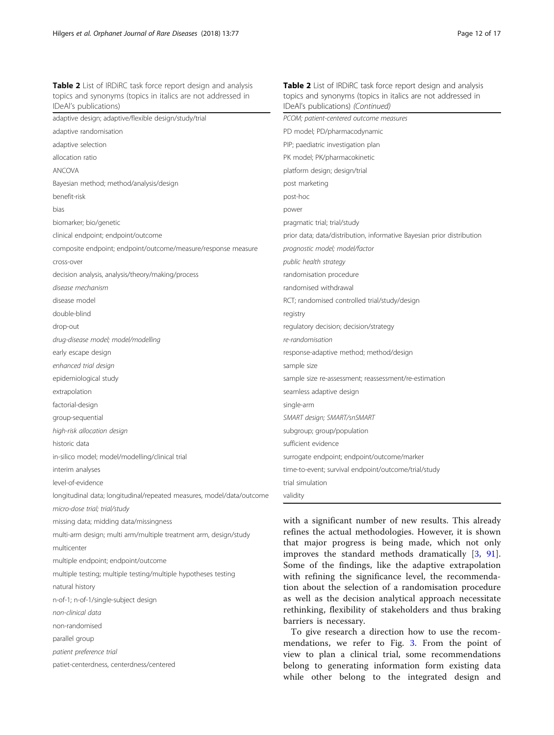**Table 2** List of IRDiRC task force report design and analysis topics and synonyms (topics in italics are not addressed in IDeAl's publications)

| |
|---|
| adaptive design; adaptive/flexible design/study/trial |
| adaptive randomisation |
| adaptive selection |
| allocation ratio |
| ANCOVA |
| Bayesian method; method/analysis/design |
| benefit-risk |
| bias |
| biomarker; bio/genetic |
| clinical endpoint; endpoint/outcome |
| composite endpoint; endpoint/outcome/measure/response measure |
| cross-over |
| decision analysis, analysis/theory/making/process |
| *disease mechanism* |
| disease model |
| double-blind |
| drop-out |
| *drug-disease model; model/modelling* |
| early escape design |
| *enhanced trial design* |
| epidemiological study |
| extrapolation |
| factorial-design |
| group-sequential |
| *high-risk allocation design* |
| historic data |
| in-silico model; model/modelling/clinical trial |
| interim analyses |
| level-of-evidence |
| longitudinal data; longitudinal/repeated measures, model/data/outcome |
| *micro-dose trial; trial/study* |
| missing data; midding data/missingness |
| multi-arm design; multi arm/multiple treatment arm, design/study |
| multicenter |
| multiple endpoint; endpoint/outcome |
| multiple testing; multiple testing/multiple hypotheses testing |
| natural history |
| n-of-1; n-of-1/single-subject design |
| *non-clinical data* |
| non-randomised |
| parallel group |
| *patient preference trial* |
| patiet-centerdness, centerdness/centered |
| *PCOM; patient-centered outcome measures* |
| PD model; PD/pharmacodynamic |
| PIP; paediatric investigation plan |
| PK model; PK/pharmacokinetic |
| platform design; design/trial |
| post marketing |
| post-hoc |
| power |
| pragmatic trial; trial/study |
| prior data; data/distribution, informative Bayesian prior distribution |
| *prognostic model; model/factor* |
| *public health strategy* |
| randomisation procedure |
| randomised withdrawal |
| RCT; randomised controlled trial/study/design |
| registry |
| regulatory decision; decision/strategy |
| *re-randomisation* |
| response-adaptive method; method/design |
| sample size |
| sample size re-assessment; reassessment/re-estimation |
| seamless adaptive design |
| single-arm |
| *SMART design; SMART/snSMART* |
| subgroup; group/population |
| sufficient evidence |
| surrogate endpoint; endpoint/outcome/marker |
| time-to-event; survival endpoint/outcome/trial/study |
| trial simulation |
| validity |

with a significant number of new results. This already refines the actual methodologies. However, it is shown that major progress is being made, which not only improves the standard methods dramatically [3, 91]. Some of the findings, like the adaptive extrapolation with refining the significance level, the recommendation about the selection of a randomisation procedure as well as the decision analytical approach necessitate rethinking, flexibility of stakeholders and thus braking barriers is necessary.

To give research a direction how to use the recommendations, we refer to Fig. 3. From the point of view to plan a clinical trial, some recommendations belong to generating information form existing data while other belong to the integrated design and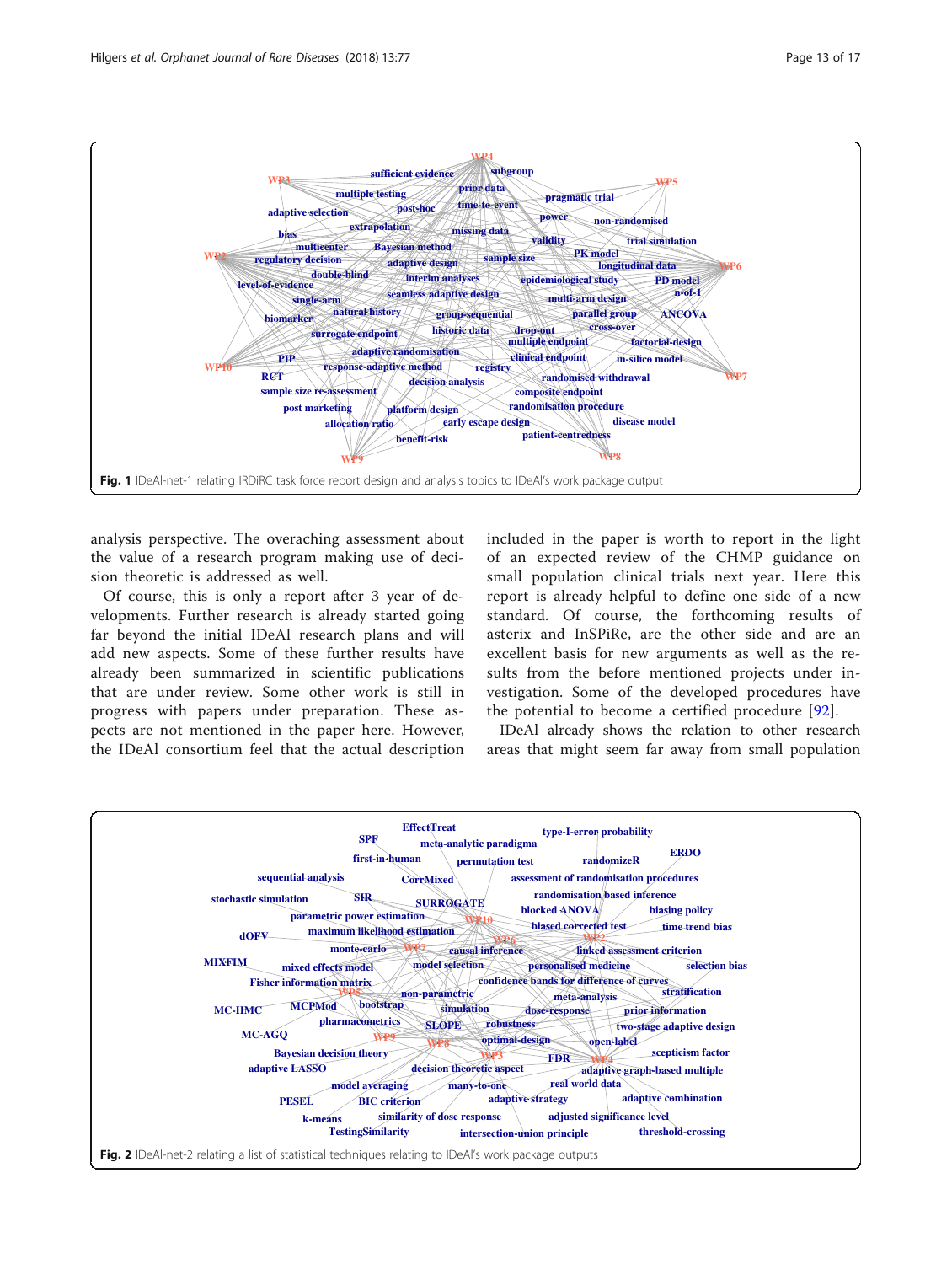analysis perspective. The overaching assessment about the value of a research program making use of decision theoretic is addressed as well.

Of course, this is only a report after 3 year of developments. Further research is already started going far beyond the initial IDeAl research plans and will add new aspects. Some of these further results have already been summarized in scientific publications that are under review. Some other work is still in progress with papers under preparation. These aspects are not mentioned in the paper here. However, the IDeAl consortium feel that the actual description included in the paper is worth to report in the light of an expected review of the CHMP guidance on small population clinical trials next year. Here this report is already helpful to define one side of a new standard. Of course, the forthcoming results of asterix and InSPiRe, are the other side and are an excellent basis for new arguments as well as the results from the before mentioned projects under investigation. Some of the developed procedures have the potential to become a certified procedure [92].

IDeAl already shows the relation to other research areas that might seem far away from small population

Fig. 1 IDeAl-net-1 relating IRDiRC task force report design and analysis topics to IDeAl's work package output

Fig. 2 IDeAl-net-2 relating a list of statistical techniques relating to IDeAl's work package outputs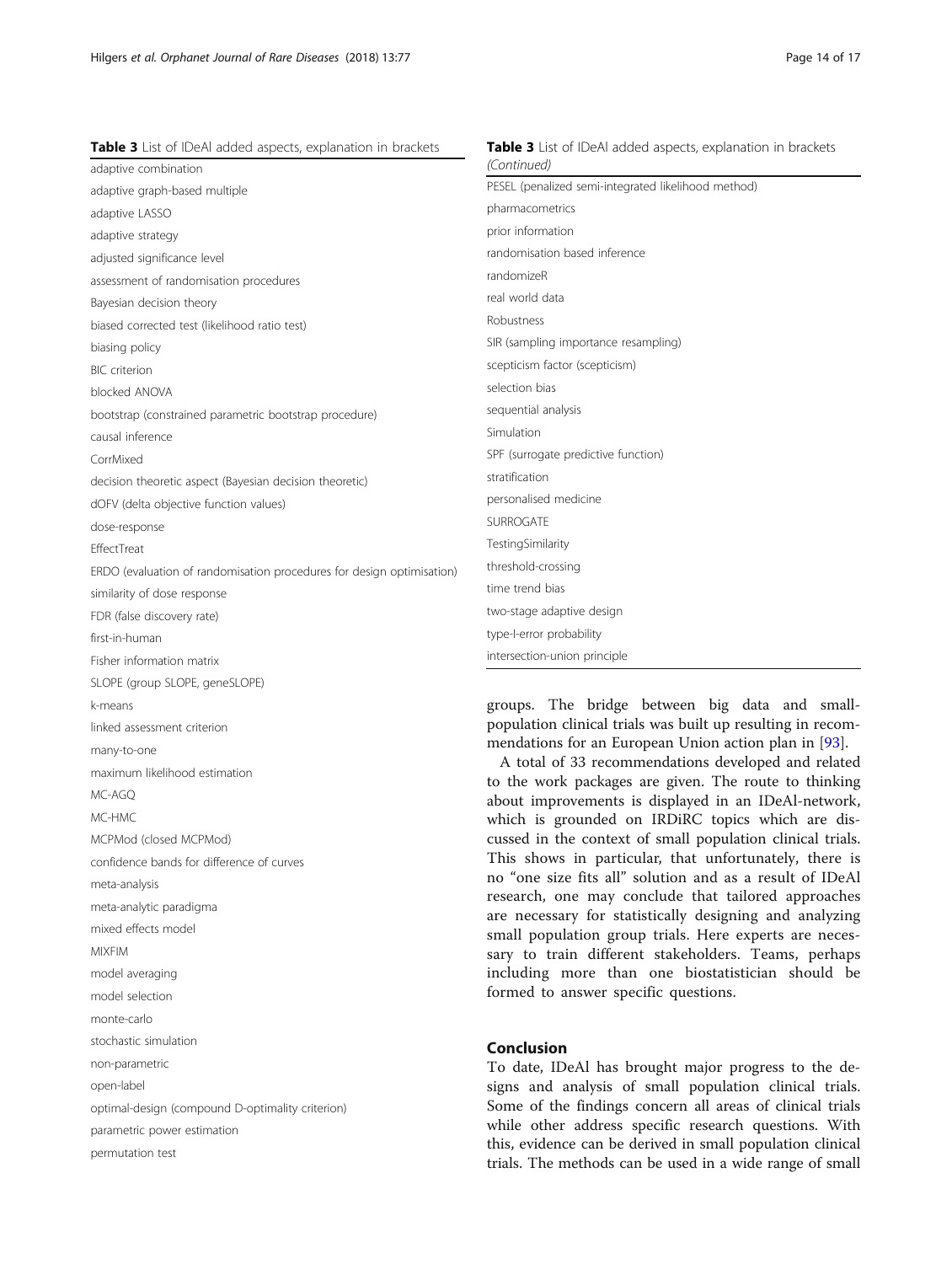**Table 3** List of IDeAl added aspects, explanation in brackets

| |
|---|
| adaptive combination |
| adaptive graph-based multiple |
| adaptive LASSO |
| adaptive strategy |
| adjusted significance level |
| assessment of randomisation procedures |
| Bayesian decision theory |
| biased corrected test (likelihood ratio test) |
| biasing policy |
| BIC criterion |
| blocked ANOVA |
| bootstrap (constrained parametric bootstrap procedure) |
| causal inference |
| CorrMixed |
| decision theoretic aspect (Bayesian decision theoretic) |
| dOFV (delta objective function values) |
| dose-response |
| EffectTreat |
| ERDO (evaluation of randomisation procedures for design optimisation) |
| similarity of dose response |
| FDR (false discovery rate) |
| first-in-human |
| Fisher information matrix |
| SLOPE (group SLOPE, geneSLOPE) |
| k-means |
| linked assessment criterion |
| many-to-one |
| maximum likelihood estimation |
| MC-AGQ |
| MC-HMC |
| MCPMod (closed MCPMod) |
| confidence bands for difference of curves |
| meta-analysis |
| meta-analytic paradigma |
| mixed effects model |
| MIXFIM |
| model averaging |
| model selection |
| monte-carlo |
| stochastic simulation |
| non-parametric |
| open-label |
| optimal-design (compound D-optimality criterion) |
| parametric power estimation |
| permutation test |
| PESEL (penalized semi-integrated likelihood method) |
| pharmacometrics |
| prior information |
| randomisation based inference |
| randomizeR |
| real world data |
| Robustness |
| SIR (sampling importance resampling) |
| scepticism factor (scepticism) |
| selection bias |
| sequential analysis |
| Simulation |
| SPF (surrogate predictive function) |
| stratification |
| personalised medicine |
| SURROGATE |
| TestingSimilarity |
| threshold-crossing |
| time trend bias |
| two-stage adaptive design |
| type-I-error probability |
| intersection-union principle |

groups. The bridge between big data and small-population clinical trials was built up resulting in recommendations for an European Union action plan in [93].

A total of 33 recommendations developed and related to the work packages are given. The route to thinking about improvements is displayed in an IDeAl-network, which is grounded on IRDiRC topics which are discussed in the context of small population clinical trials. This shows in particular, that unfortunately, there is no "one size fits all" solution and as a result of IDeAl research, one may conclude that tailored approaches are necessary for statistically designing and analyzing small population group trials. Here experts are necessary to train different stakeholders. Teams, perhaps including more than one biostatistician should be formed to answer specific questions.

## Conclusion

To date, IDeAl has brought major progress to the designs and analysis of small population clinical trials. Some of the findings concern all areas of clinical trials while other address specific research questions. With this, evidence can be derived in small population clinical trials. The methods can be used in a wide range of small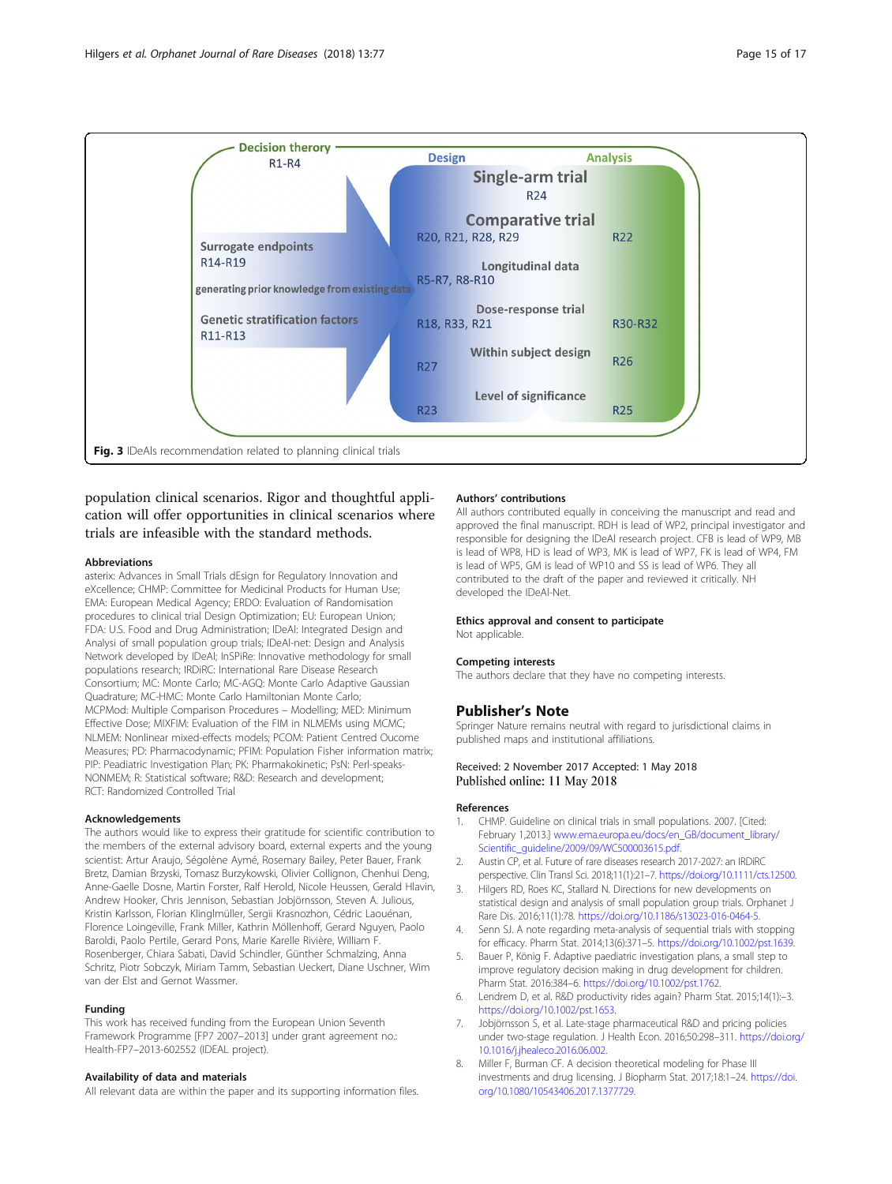Decision therory
R1-R4

Design

Analysis

Single-arm trial
R24

Comparative trial
R20, R21, R28, R29
R22

Surrogate endpoints
R14-R19

Longitudinal data
R5-R7, R8-R10

generating prior knowledge from existing data

Dose-response trial
R18, R33, R21
R30-R32

Genetic stratification factors
R11-R13

Within subject design
R27
R26

Level of significance
R23
R25

**Fig. 3** IDeAls recommendation related to planning clinical trials

population clinical scenarios. Rigor and thoughtful application will offer opportunities in clinical scenarios where trials are infeasible with the standard methods.

### Abbreviations

asterix: Advances in Small Trials dEsign for Regulatory Innovation and eXcellence; CHMP: Committee for Medicinal Products for Human Use; EMA: European Medical Agency; ERDO: Evaluation of Randomisation procedures to clinical trial Design Optimization; EU: European Union; FDA: U.S. Food and Drug Administration; IDeAl: Integrated Design and Analysi of small population group trials; IDeAl-net: Design and Analysis Network developed by IDeAl; InSPiRe: Innovative methodology for small populations research; IRDiRC: International Rare Disease Research Consortium; MC: Monte Carlo; MC-AGQ: Monte Carlo Adaptive Gaussian Quadrature; MC-HMC: Monte Carlo Hamiltonian Monte Carlo; MCPMod: Multiple Comparison Procedures – Modelling; MED: Minimum Effective Dose; MIXFIM: Evaluation of the FIM in NLMEMs using MCMC; NLMEM: Nonlinear mixed-effects models; PCOM: Patient Centred Oucome Measures; PD: Pharmacodynamic; PFIM: Population Fisher information matrix; PIP: Peadiatric Investigation Plan; PK: Pharmakokinetic; PsN: Perl-speaks-NONMEM; R: Statistical software; R&D: Research and development; RCT: Randomized Controlled Trial

### Acknowledgements

The authors would like to express their gratitude for scientific contribution to the members of the external advisory board, external experts and the young scientist: Artur Araujo, Ségolène Aymé, Rosemary Bailey, Peter Bauer, Frank Bretz, Damian Brzyski, Tomasz Burzykowski, Olivier Collignon, Chenhui Deng, Anne-Gaelle Dosne, Martin Forster, Ralf Herold, Nicole Heussen, Gerald Hlavin, Andrew Hooker, Chris Jennison, Sebastian Jobjörnsson, Steven A. Julious, Kristin Karlsson, Florian Klinglmüller, Sergii Krasnozhon, Cédric Laouénan, Florence Loingeville, Frank Miller, Kathrin Möllenhoff, Gerard Nguyen, Paolo Baroldi, Paolo Pertile, Gerard Pons, Marie Karelle Rivière, William F. Rosenberger, Chiara Sabati, David Schindler, Günther Schmalzing, Anna Schritz, Piotr Sobczyk, Miriam Tamm, Sebastian Ueckert, Diane Uschner, Wim van der Elst and Gernot Wassmer.

### Funding

This work has received funding from the European Union Seventh Framework Programme [FP7 2007–2013] under grant agreement no.: Health-FP7–2013-602552 (IDEAL project).

### Availability of data and materials

All relevant data are within the paper and its supporting information files.

### Authors' contributions

All authors contributed equally in conceiving the manuscript and read and approved the final manuscript. RDH is lead of WP2, principal investigator and responsible for designing the IDeAl research project. CFB is lead of WP9, MB is lead of WP8, HD is lead of WP3, MK is lead of WP7, FK is lead of WP4, FM is lead of WP5, GM is lead of WP10 and SS is lead of WP6. They all contributed to the draft of the paper and reviewed it critically. NH developed the IDeAl-Net.

### Ethics approval and consent to participate

Not applicable.

### Competing interests

The authors declare that they have no competing interests.

## Publisher's Note

Springer Nature remains neutral with regard to jurisdictional claims in published maps and institutional affiliations.

Received: 2 November 2017 Accepted: 1 May 2018
Published online: 11 May 2018

### References

1. CHMP. Guideline on clinical trials in small populations. 2007. [Cited: February 1,2013.] www.ema.europa.eu/docs/en_GB/document_library/Scientific_guideline/2009/09/WC500003615.pdf.
2. Austin CP, et al. Future of rare diseases research 2017-2027: an IRDiRC perspective. Clin Transl Sci. 2018;11(1):21–7. https://doi.org/10.1111/cts.12500.
3. Hilgers RD, Roes KC, Stallard N. Directions for new developments on statistical design and analysis of small population group trials. Orphanet J Rare Dis. 2016;11(1):78. https://doi.org/10.1186/s13023-016-0464-5.
4. Senn SJ. A note regarding meta-analysis of sequential trials with stopping for efficacy. Pharm Stat. 2014;13(6):371–5. https://doi.org/10.1002/pst.1639.
5. Bauer P, König F. Adaptive paediatric investigation plans, a small step to improve regulatory decision making in drug development for children. Pharm Stat. 2016:384–6. https://doi.org/10.1002/pst.1762.
6. Lendrem D, et al. R&D productivity rides again? Pharm Stat. 2015;14(1):–3. https://doi.org/10.1002/pst.1653.
7. Jobjörnsson S, et al. Late-stage pharmaceutical R&D and pricing policies under two-stage regulation. J Health Econ. 2016;50:298–311. https://doi.org/10.1016/j.jhealeco.2016.06.002.
8. Miller F, Burman CF. A decision theoretical modeling for Phase III investments and drug licensing. J Biopharm Stat. 2017;18:1–24. https://doi.org/10.1080/10543406.2017.1377729.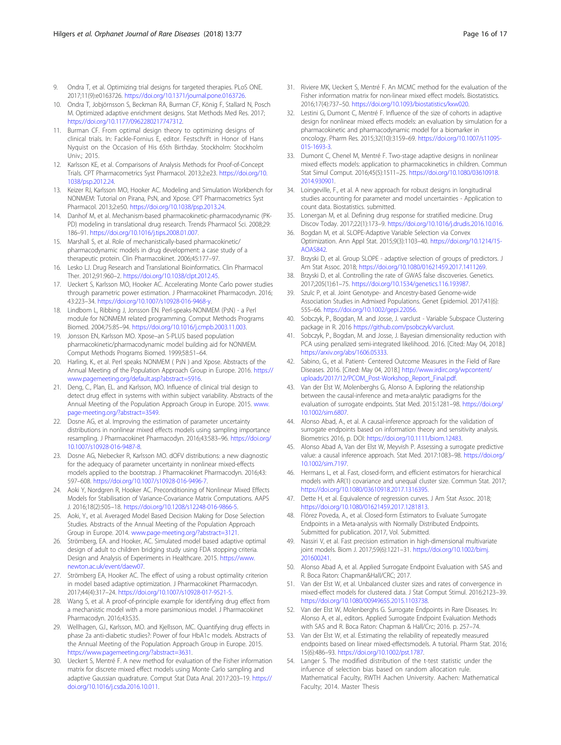9. Ondra T, et al. Optimizing trial designs for targeted therapies. PLoS ONE. 2017;11(9):e0163726. https://doi.org/10.1371/journal.pone.0163726.
10. Ondra T, Jobjörnsson S, Beckman RA, Burman CF, König F, Stallard N, Posch M. Optimized adaptive enrichment designs. Stat Methods Med Res. 2017; https://doi.org/10.1177/0962280217747312.
11. Burman CF. From optimal design theory to optimizing designs of clinical trials. In: Fackle-Fornius E, editor. Festschrift in Honor of Hans Nyquist on the Occasion of His 65th Birthday. Stockholm: Stockholm Univ.; 2015.
12. Karlsson KE, et al. Comparisons of Analysis Methods for Proof-of-Concept Trials. CPT Pharmacometrics Syst Pharmacol. 2013;2:e23. https://doi.org/10.1038/psp.2012.24.
13. Keizer RJ, Karlsson MO, Hooker AC. Modeling and Simulation Workbench for NONMEM: Tutorial on Pirana, PsN, and Xpose. CPT Pharmacometrics Syst Pharmacol. 2013;2:e50. https://doi.org/10.1038/psp.2013.24.
14. Danhof M, et al. Mechanism-based pharmacokinetic-pharmacodynamic (PK-PD) modeling in translational drug research. Trends Pharmacol Sci. 2008;29:186–91. https://doi.org/10.1016/j.tips.2008.01.007.
15. Marshall S, et al. Role of mechanistically-based pharmacokinetic/pharmacodynamic models in drug development: a case study of a therapeutic protein. Clin Pharmacokinet. 2006;45:177–97.
16. Lesko LJ. Drug Research and Translational Bioinformatics. Clin Pharmacol Ther. 2012;91:960–2. https://doi.org/10.1038/clpt.2012.45.
17. Ueckert S, Karlsson MO, Hooker AC. Accelerating Monte Carlo power studies through parametric power estimation. J Pharmacokinet Pharmacodyn. 2016; 43:223–34. https://doi.org/10.1007/s10928-016-9468-y.
18. Lindbom L, Ribbing J, Jonsson EN. Perl-speaks-NONMEM (PsN) - a Perl module for NONMEM related programming. Comput Methods Programs Biomed. 2004;75:85–94. https://doi.org/10.1016/j.cmpb.2003.11.003.
19. Jonsson EN, Karlsson MO. Xpose–an S-PLUS based population pharmacokinetic/pharmacodynamic model building aid for NONMEM. Comput Methods Programs Biomed. 1999;58:51–64.
20. Harling, K., et al. Perl speaks NONMEM ( PsN ) and Xpose. Abstracts of the Annual Meeting of the Population Approach Group in Europe. 2016. https://www.pagemeeting.org/default.asp?abstract=5916.
21. Deng, C., Plan, EL. and Karlsson, MO. Influence of clinical trial design to detect drug effect in systems with within subject variability. Abstracts of the Annual Meeting of the Population Approach Group in Europe. 2015. www.page-meeting.org/?abstract=3549.
22. Dosne AG, et al. Improving the estimation of parameter uncertainty distributions in nonlinear mixed effects models using sampling importance resampling. J Pharmacokinet Pharmacodyn. 2016;43:583–96. https://doi.org/10.1007/s10928-016-9487-8.
23. Dosne AG, Niebecker R, Karlsson MO. dOFV distributions: a new diagnostic for the adequacy of parameter uncertainty in nonlinear mixed-effects models applied to the bootstrap. J Pharmacokinet Pharmacodyn. 2016;43:597–608. https://doi.org/10.1007/s10928-016-9496-7.
24. Aoki Y, Nordgren R, Hooker AC. Preconditioning of Nonlinear Mixed Effects Models for Stabilisation of Variance-Covariance Matrix Computations. AAPS J. 2016;18(2):505–18. https://doi.org/10.1208/s12248-016-9866-5.
25. Aoki, Y., et al. Averaged Model Based Decision Making for Dose Selection Studies. Abstracts of the Annual Meeting of the Population Approach Group in Europe. 2014. www.page-meeting.org/?abstract=3121.
26. Strömberg, EA. and Hooker, AC. Simulated model based adaptive optimal design of adult to children bridging study using FDA stopping criteria. Design and Analysis of Experiments in Healthcare. 2015. https://www.newton.ac.uk/event/daew07.
27. Strömberg EA, Hooker AC. The effect of using a robust optimality criterion in model based adaptive optimization. J Pharmacokinet Pharmacodyn. 2017;44(4):317–24. https://doi.org/10.1007/s10928-017-9521-5.
28. Wang S, et al. A proof-of-principle example for identifying drug effect from a mechanistic model with a more parsimonious model. J Pharmacokinet Pharmacodyn. 2016;43:S35.
29. Wellhagen, GJ., Karlsson, MO. and Kjellsson, MC. Quantifying drug effects in phase 2a anti-diabetic studies?: Power of four HbA1c models. Abstracts of the Annual Meeting of the Population Approach Group in Europe. 2015. https://www.pagemeeting.org/?abstract=3631.
30. Ueckert S, Mentré F. A new method for evaluation of the Fisher information matrix for discrete mixed effect models using Monte Carlo sampling and adaptive Gaussian quadrature. Comput Stat Data Anal. 2017:203–19. https://doi.org/10.1016/j.csda.2016.10.011.
31. Riviere MK, Ueckert S, Mentré F. An MCMC method for the evaluation of the Fisher information matrix for non-linear mixed effect models. Biostatistics. 2016;17(4):737–50. https://doi.org/10.1093/biostatistics/kxw020.
32. Lestini G, Dumont C, Mentré F. Influence of the size of cohorts in adaptive design for nonlinear mixed effects models: an evaluation by simulation for a pharmacokinetic and pharmacodynamic model for a biomarker in oncology. Pharm Res. 2015;32(10):3159–69. https://doi.org/10.1007/s11095-015-1693-3.
33. Dumont C, Chenel M, Mentré F. Two-stage adaptive designs in nonlinear mixed effects models: application to pharmacokinetics in children. Commun Stat Simul Comput. 2016;45(5):1511–25. https://doi.org/10.1080/03610918.2014.930901.
34. Loingeville, F., et al. A new approach for robust designs in longitudinal studies accounting for parameter and model uncertainties - Application to count data. Biostatistics. submitted.
35. Lonergan M, et al. Defining drug response for stratified medicine. Drug Discov Today. 2017;22(1):173–9. https://doi.org/10.1016/j.drudis.2016.10.016.
36. Bogdan M, et al. SLOPE-Adaptive Variable Selection via Convex Optimization. Ann Appl Stat. 2015;9(3):1103–40. https://doi.org/10.1214/15-AOAS842.
37. Brzyski D, et al. Group SLOPE - adaptive selection of groups of predictors. J Am Stat Assoc. 2018; https://doi.org/10.1080/01621459.2017.1411269.
38. Brzyski D, et al. Controlling the rate of GWAS false discoveries. Genetics. 2017;205(1):61–75. https://doi.org/10.1534/genetics.116.193987.
39. Szulc P, et al. Joint Genotype- and Ancestry-based Genome-wide Association Studies in Admixed Populations. Genet Epidemiol. 2017;41(6):555–66. https://doi.org/10.1002/gepi.22056.
40. Sobczyk, P., Bogdan, M. and Josse, J. varclust - Variable Subspace Clustering package in R. 2016 https://github.com/psobczyk/varclust.
41. Sobczyk, P., Bogdan, M. and Josse, J. Bayesian dimensionality reduction with PCA using penalized semi-integrated likelihood. 2016. [Cited: May 04, 2018.] https://arxiv.org/abs/1606.05333.
42. Sabino, G., et al. Patient- Centered Outcome Measures in the Field of Rare Diseases. 2016. [Cited: May 04, 2018.] http://www.irdirc.org/wpcontent/uploads/2017/12/PCOM_Post-Workshop_Report_Final.pdf.
43. Van der Elst W, Molenberghs G, Alonso A. Exploring the relationship between the causal-inference and meta-analytic paradigms for the evaluation of surrogate endpoints. Stat Med. 2015:1281–98. https://doi.org/10.1002/sim.6807.
44. Alonso Abad, A., et al. A causal-inference approach for the validation of surrogate endpoints based on information theory and sensitivity analysis. Biometrics 2016, p. DOI: https://doi.org/10.1111/biom.12483.
45. Alonso Abad A, Van der Elst W, Meyvish P. Assessing a surrogate predictive value: a causal inference approach. Stat Med. 2017:1083–98. https://doi.org/10.1002/sim.7197.
46. Hermans L, et al. Fast, closed-form, and efficient estimators for hierarchical models with AR(1) covariance and unequal cluster size. Commun Stat. 2017; https://doi.org/10.1080/03610918.2017.1316395.
47. Dette H, et al. Equivalence of regression curves. J Am Stat Assoc. 2018; https://doi.org/10.1080/01621459.2017.1281813.
48. Flórez Poveda, A., et al. Closed-form Estimators to Evaluate Surrogate Endpoints in a Meta-analysis with Normally Distributed Endpoints. Submitted for publication. 2017, Vol. Submitted.
49. Nassiri V, et al. Fast precision estimation in high-dimensional multivariate joint models. Biom J. 2017;59(6):1221–31. https://doi.org/10.1002/bimj.201600241.
50. Alonso Abad A, et al. Applied Surrogate Endpoint Evaluation with SAS and R. Boca Raton: Chapman&Hall/CRC; 2017.
51. Van der Elst W, et al. Unbalanced cluster sizes and rates of convergence in mixed-effect models for clustered data. J Stat Comput Stimul. 2016:2123–39. https://doi.org/10.1080/00949655.2015.1103738.
52. Van der Elst W, Molenberghs G. Surrogate Endpoints in Rare Diseases. In: Alonso A, et al., editors. Applied Surrogate Endpoint Evaluation Methods with SAS and R. Boca Raton: Chapman & Hall/Crc; 2016. p. 257–74.
53. Van der Elst W, et al. Estimating the reliability of repeatedly measured endpoints based on linear mixed-effectsmodels. A tutorial. Pharm Stat. 2016; 15(6):486–93. https://doi.org/10.1002/pst.1787.
54. Langer S. The modified distribution of the t-test statistic under the infuence of selection bias based on random allocation rule. Mathematical Faculty, RWTH Aachen University. Aachen: Mathematical Faculty; 2014. Master Thesis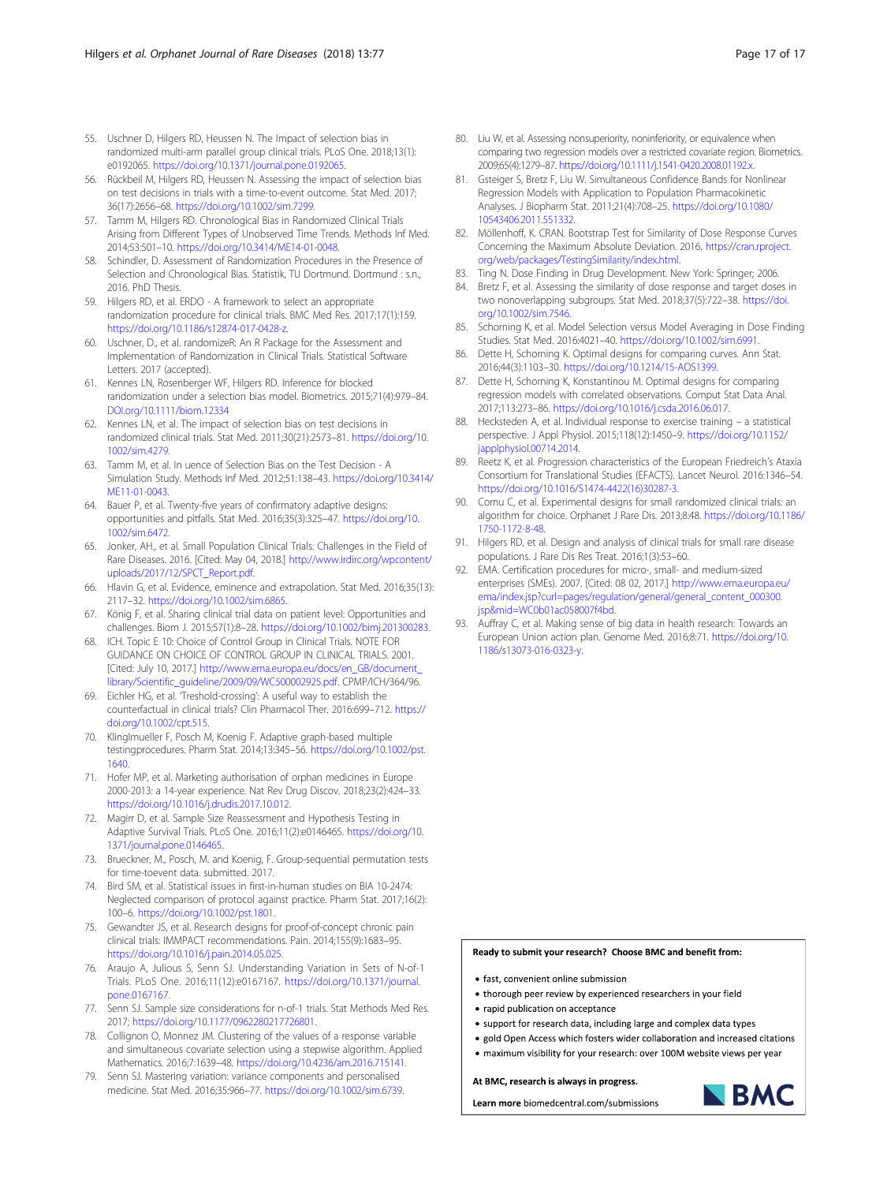55. Uschner D, Hilgers RD, Heussen N. The Impact of selection bias in randomized multi-arm parallel group clinical trials. PLoS One. 2018;13(1): e0192065. https://doi.org/10.1371/journal.pone.0192065.
56. Rückbeil M, Hilgers RD, Heussen N. Assessing the impact of selection bias on test decisions in trials with a time-to-event outcome. Stat Med. 2017; 36(17):2656–68. https://doi.org/10.1002/sim.7299.
57. Tamm M, Hilgers RD. Chronological Bias in Randomized Clinical Trials Arising from Different Types of Unobserved Time Trends. Methods Inf Med. 2014;53:501–10. https://doi.org/10.3414/ME14-01-0048.
58. Schindler, D. Assessment of Randomization Procedures in the Presence of Selection and Chronological Bias. Statistik, TU Dortmund. Dortmund : s.n., 2016. PhD Thesis.
59. Hilgers RD, et al. ERDO - A framework to select an appropriate randomization procedure for clinical trials. BMC Med Res. 2017;17(1):159. https://doi.org/10.1186/s12874-017-0428-z.
60. Uschner, D., et al. randomizeR: An R Package for the Assessment and Implementation of Randomization in Clinical Trials. Statistical Software Letters. 2017 (accepted).
61. Kennes LN, Rosenberger WF, Hilgers RD. Inference for blocked randomization under a selection bias model. Biometrics. 2015;71(4):979–84. DOI.org/10.1111/biom.12334
62. Kennes LN, et al. The impact of selection bias on test decisions in randomized clinical trials. Stat Med. 2011;30(21):2573–81. https://doi.org/10.1002/sim.4279.
63. Tamm M, et al. In uence of Selection Bias on the Test Decision - A Simulation Study. Methods Inf Med. 2012;51:138–43. https://doi.org/10.3414/ME11-01-0043.
64. Bauer P, et al. Twenty-five years of confirmatory adaptive designs: opportunities and pitfalls. Stat Med. 2016;35(3):325–47. https://doi.org/10.1002/sim.6472.
65. Jonker, AH., et al. Small Population Clinical Trials: Challenges in the Field of Rare Diseases. 2016. [Cited: May 04, 2018.] http://www.irdirc.org/wpcontent/uploads/2017/12/SPCT_Report.pdf.
66. Hlavin G, et al. Evidence, eminence and extrapolation. Stat Med. 2016;35(13): 2117–32. https://doi.org/10.1002/sim.6865.
67. König F, et al. Sharing clinical trial data on patient level: Opportunities and challenges. Biom J. 2015;57(1):8–28. https://doi.org/10.1002/bimj.201300283.
68. ICH. Topic E 10: Choice of Control Group in Clinical Trials. NOTE FOR GUIDANCE ON CHOICE OF CONTROL GROUP IN CLINICAL TRIALS. 2001. [Cited: July 10, 2017.] http://www.ema.europa.eu/docs/en_GB/document_library/Scientific_guideline/2009/09/WC500002925.pdf. CPMP/ICH/364/96.
69. Eichler HG, et al. 'Treshold-crossing': A useful way to establish the counterfactual in clinical trials? Clin Pharmacol Ther. 2016:699–712. https://doi.org/10.1002/cpt.515.
70. Klinglmueller F, Posch M, Koenig F. Adaptive graph-based multiple testingprocedures. Pharm Stat. 2014;13:345–56. https://doi.org/10.1002/pst.1640.
71. Hofer MP, et al. Marketing authorisation of orphan medicines in Europe 2000-2013: a 14-year experience. Nat Rev Drug Discov. 2018;23(2):424–33. https://doi.org/10.1016/j.drudis.2017.10.012.
72. Magirr D, et al. Sample Size Reassessment and Hypothesis Testing in Adaptive Survival Trials. PLoS One. 2016;11(2):e0146465. https://doi.org/10.1371/journal.pone.0146465.
73. Brueckner, M., Posch, M. and Koenig, F. Group-sequential permutation tests for time-toevent data. submitted. 2017.
74. Bird SM, et al. Statistical issues in first-in-human studies on BIA 10-2474: Neglected comparison of protocol against practice. Pharm Stat. 2017;16(2): 100–6. https://doi.org/10.1002/pst.1801.
75. Gewandter JS, et al. Research designs for proof-of-concept chronic pain clinical trials: IMMPACT recommendations. Pain. 2014;155(9):1683–95. https://doi.org/10.1016/j.pain.2014.05.025.
76. Araujo A, Julious S, Senn SJ. Understanding Variation in Sets of N-of-1 Trials. PLoS One. 2016;11(12):e0167167. https://doi.org/10.1371/journal.pone.0167167.
77. Senn SJ. Sample size considerations for n-of-1 trials. Stat Methods Med Res. 2017; https://doi.org/10.1177/0962280217726801.
78. Collignon O, Monnez JM. Clustering of the values of a response variable and simultaneous covariate selection using a stepwise algorithm. Applied Mathematics. 2016;7:1639–48. https://doi.org/10.4236/am.2016.715141.
79. Senn SJ. Mastering variation: variance components and personalised medicine. Stat Med. 2016;35:966–77. https://doi.org/10.1002/sim.6739.
80. Liu W, et al. Assessing nonsuperiority, noninferiority, or equivalence when comparing two regression models over a restricted covariate region. Biometrics. 2009;65(4):1279–87. https://doi.org/10.1111/j.1541-0420.2008.01192.x.
81. Gsteiger S, Bretz F, Liu W. Simultaneous Confidence Bands for Nonlinear Regression Models with Application to Population Pharmacokinetic Analyses. J Biopharm Stat. 2011;21(4):708–25. https://doi.org/10.1080/10543406.2011.551332.
82. Möllenhoff, K. CRAN. Bootstrap Test for Similarity of Dose Response Curves Concerning the Maximum Absolute Deviation. 2016. https://cran.rproject.org/web/packages/TestingSimilarity/index.html.
83. Ting N. Dose Finding in Drug Development. New York: Springer; 2006.
84. Bretz F, et al. Assessing the similarity of dose response and target doses in two nonoverlapping subgroups. Stat Med. 2018;37(5):722–38. https://doi.org/10.1002/sim.7546.
85. Schorning K, et al. Model Selection versus Model Averaging in Dose Finding Studies. Stat Med. 2016:4021–40. https://doi.org/10.1002/sim.6991.
86. Dette H, Schorning K. Optimal designs for comparing curves. Ann Stat. 2016;44(3):1103–30. https://doi.org/10.1214/15-AOS1399.
87. Dette H, Schorning K, Konstantinou M. Optimal designs for comparing regression models with correlated observations. Comput Stat Data Anal. 2017;113:273–86. https://doi.org/10.1016/j.csda.2016.06.017.
88. Hecksteden A, et al. Individual response to exercise training – a statistical perspective. J Appl Physiol. 2015;118(12):1450–9. https://doi.org/10.1152/japplphysiol.00714.2014.
89. Reetz K, et al. Progression characteristics of the European Friedreich's Ataxia Consortium for Translational Studies (EFACTS). Lancet Neurol. 2016:1346–54. https://doi.org/10.1016/S1474-4422(16)30287-3.
90. Cornu C, et al. Experimental designs for small randomized clinical trials: an algorithm for choice. Orphanet J Rare Dis. 2013;8:48. https://doi.org/10.1186/1750-1172-8-48.
91. Hilgers RD, et al. Design and analysis of clinical trials for small rare disease populations. J Rare Dis Res Treat. 2016;1(3):53–60.
92. EMA. Certification procedures for micro-, small- and medium-sized enterprises (SMEs). 2007. [Cited: 08 02, 2017.] http://www.ema.europa.eu/ema/index.jsp?curl=pages/regulation/general/general_content_000300.jsp&mid=WC0b01ac058007f4bd.
93. Auffray C, et al. Making sense of big data in health research: Towards an European Union action plan. Genome Med. 2016;8:71. https://doi.org/10.1186/s13073-016-0323-y.

**Ready to submit your research? Choose BMC and benefit from:**

- fast, convenient online submission
- thorough peer review by experienced researchers in your field
- rapid publication on acceptance
- support for research data, including large and complex data types
- gold Open Access which fosters wider collaboration and increased citations
- maximum visibility for your research: over 100M website views per year

**At BMC, research is always in progress.**

**Learn more** biomedcentral.com/submissions

BMC